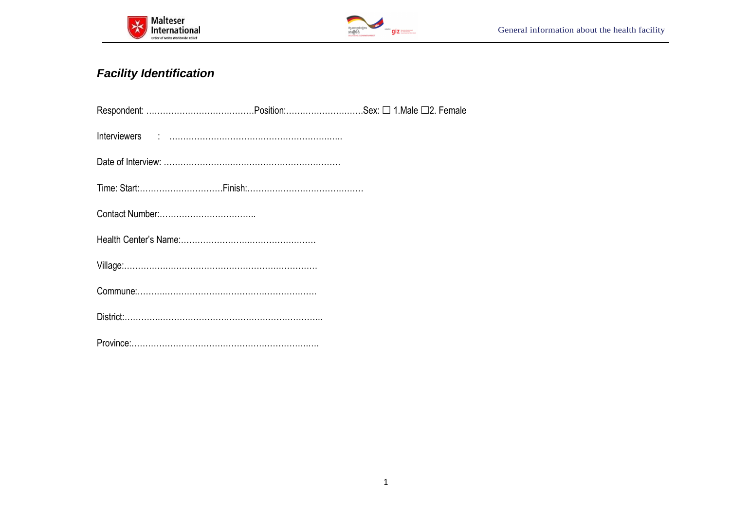## *Facility Identification*

Respondent: ………………………………….Position:……………………….Sex: ☐ 1.Male ☐2. Female

Interviewers : ……………………………………………………..

Date of Interview: ……………………………………………………….

Time: Start:…………………………Finish:……………………………………

Contact Number:……………………………..

Health Center's Name:………………………………………….

Village:…………………………………………………………….

Commune:………………………………………………………..

District:……………………………………………………………..

Province:…………………………………………………………..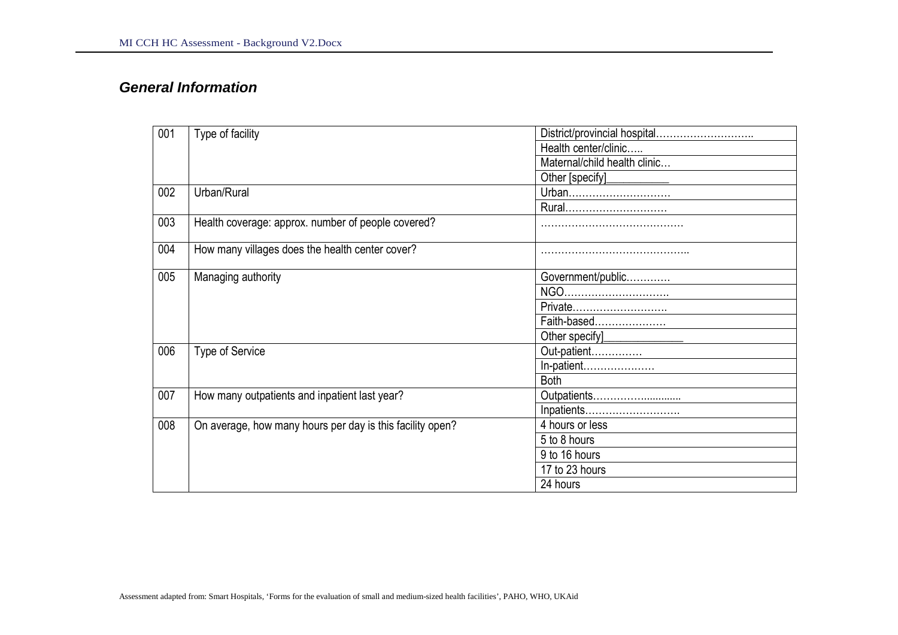## *General Information*

| | | |
|---|---|---|
| 001 | Type of facility | District/provincial hospital………………………. |
| | | Health center/clinic….. |
| | | Maternal/child health clinic… |
| | | Other [specify]__________ |
| 002 | Urban/Rural | Urban………………………… |
| | | Rural………………………… |
| 003 | Health coverage: approx. number of people covered? | …………………………………… |
| 004 | How many villages does the health center cover? | …………………………………….. |
| 005 | Managing authority | Government/public………… |
| | | NGO…………………………. |
| | | Private………………………. |
| | | Faith-based………………… |
| | | Other specify]____________ |
| 006 | Type of Service | Out-patient…………… |
| | | In-patient………………… |
| | | Both |
| 007 | How many outpatients and inpatient last year? | Outpatients…………........... |
| | | Inpatients………………………. |
| 008 | On average, how many hours per day is this facility open? | 4 hours or less |
| | | 5 to 8 hours |
| | | 9 to 16 hours |
| | | 17 to 23 hours |
| | | 24 hours |

Assessment adapted from: Smart Hospitals, 'Forms for the evaluation of small and medium-sized health facilities', PAHO, WHO, UKAid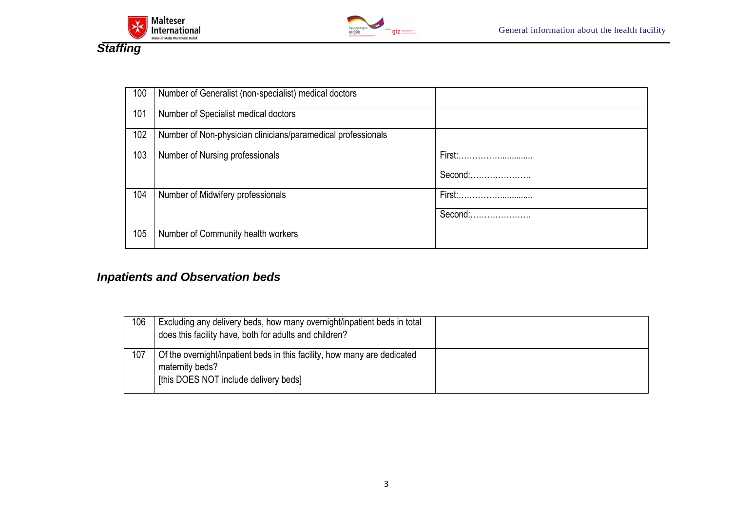## *Staffing*

| | | |
|---|---|---|
| 100 | Number of Generalist (non-specialist) medical doctors | |
| 101 | Number of Specialist medical doctors | |
| 102 | Number of Non-physician clinicians/paramedical professionals | |
| 103 | Number of Nursing professionals | First:………………............ |
| | | Second:…………………. |
| 104 | Number of Midwifery professionals | First:………………............ |
| | | Second:…………………. |
| 105 | Number of Community health workers | |

## *Inpatients and Observation beds*

| | | |
|---|---|---|
| 106 | Excluding any delivery beds, how many overnight/inpatient beds in total does this facility have, both for adults and children? | |
| 107 | Of the overnight/inpatient beds in this facility, how many are dedicated maternity beds?<br>[this DOES NOT include delivery beds] | |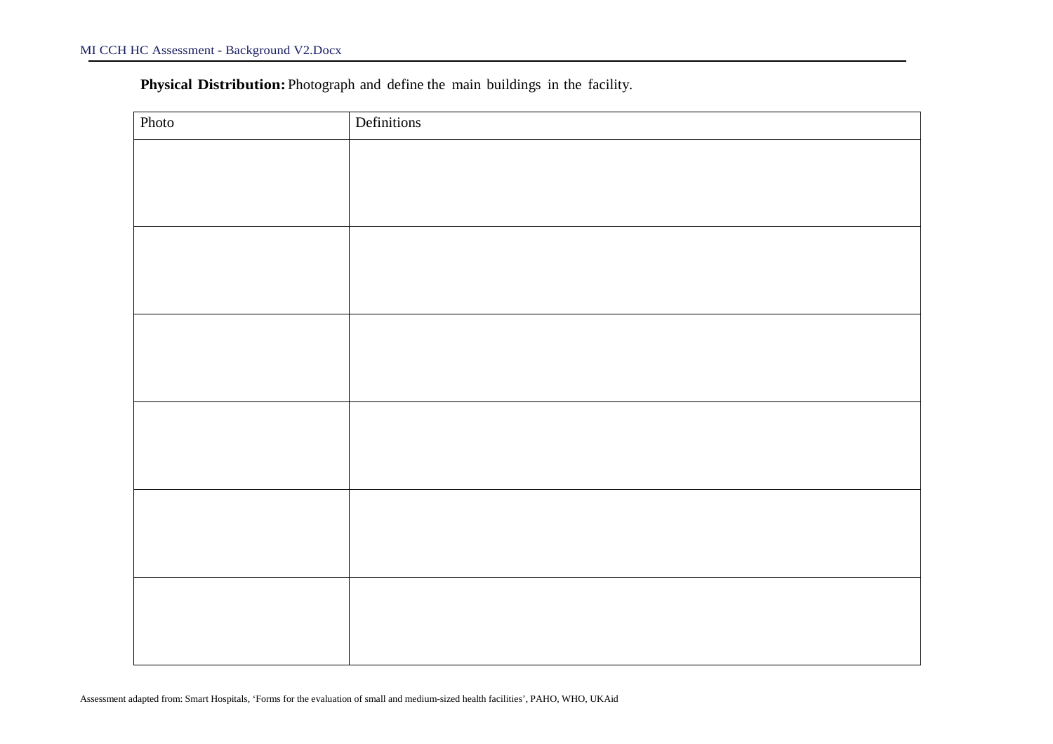**Physical Distribution:** Photograph and define the main buildings in the facility.

| Photo | Definitions |
| --- | --- |
| | |
| | |
| | |
| | |
| | |
| | |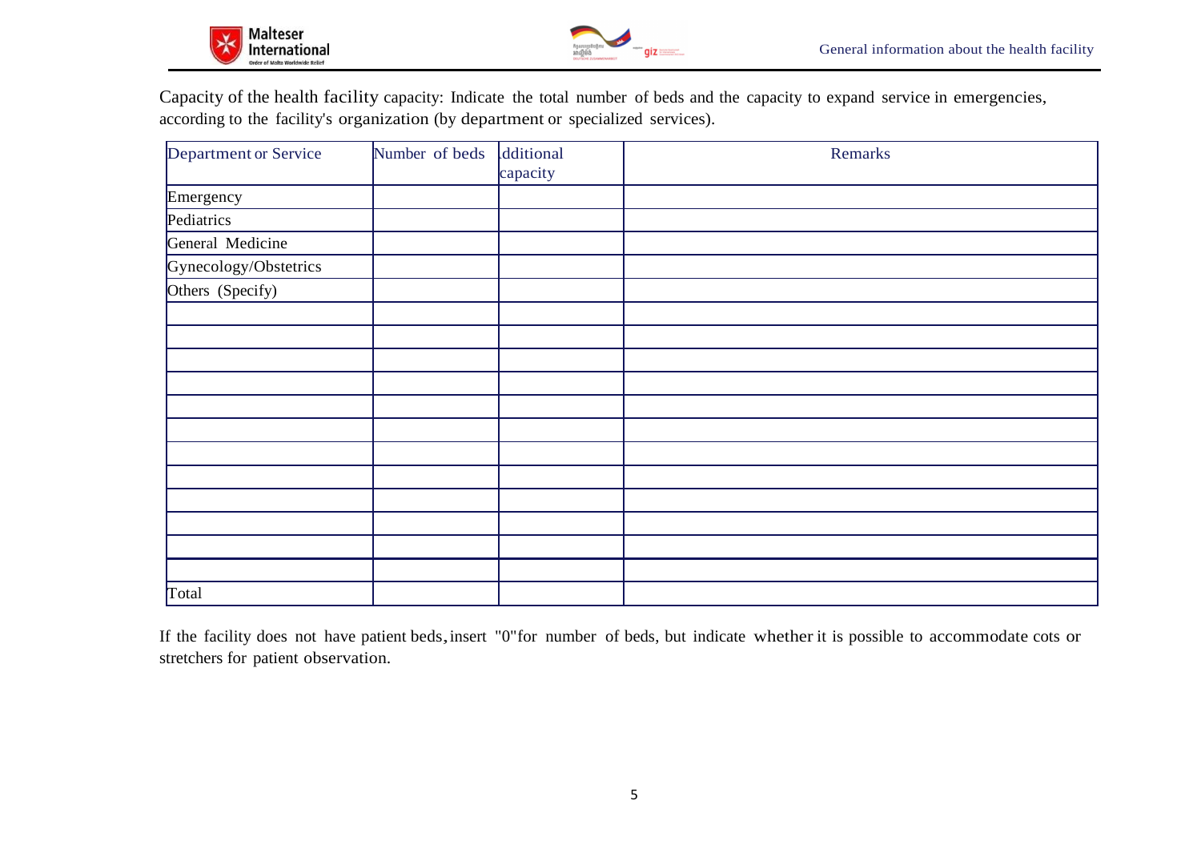Capacity of the health facility capacity: Indicate the total number of beds and the capacity to expand service in emergencies, according to the facility's organization (by department or specialized services).

| Department or Service | Number of beds | dditional capacity | Remarks |
|---|---|---|---|
| Emergency | | | |
| Pediatrics | | | |
| General Medicine | | | |
| Gynecology/Obstetrics | | | |
| Others (Specify) | | | |
| | | | |
| | | | |
| | | | |
| | | | |
| | | | |
| | | | |
| | | | |
| | | | |
| | | | |
| | | | |
| | | | |
| | | | |
| Total | | | |

If the facility does not have patient beds, insert "0" for number of beds, but indicate whether it is possible to accommodate cots or stretchers for patient observation.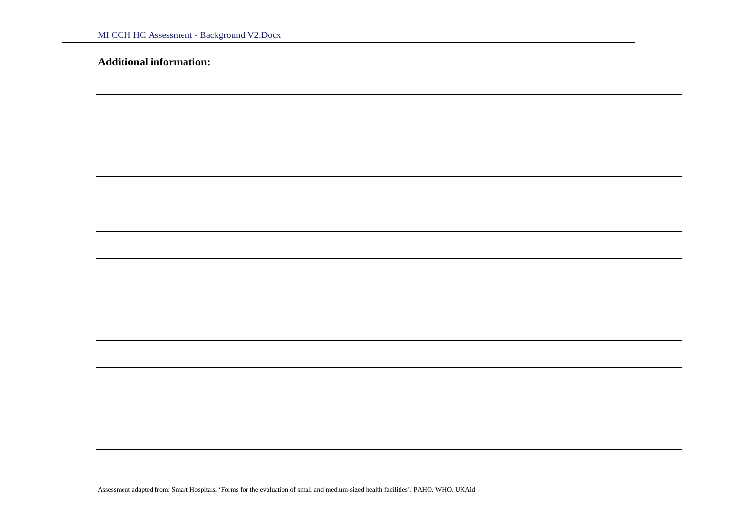**Additional information:**

Assessment adapted from: Smart Hospitals, 'Forms for the evaluation of small and medium-sized health facilities', PAHO, WHO, UKAid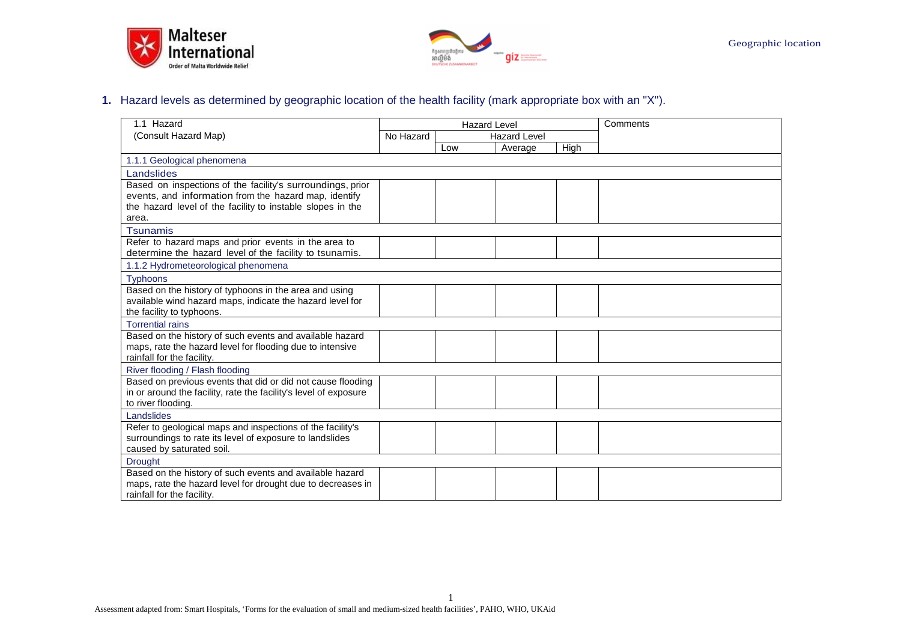**1.** Hazard levels as determined by geographic location of the health facility (mark appropriate box with an "X").

| 1.1 Hazard (Consult Hazard Map) | Hazard Level | | | | Comments |
|---|---|---|---|---|---|
| | No Hazard | Hazard Level | | | |
| | | Low | Average | High | |
| 1.1.1 Geological phenomena | | | | | |
| Landslides | | | | | |
| Based on inspections of the facility's surroundings, prior events, and information from the hazard map, identify the hazard level of the facility to instable slopes in the area. | | | | | |
| Tsunamis | | | | | |
| Refer to hazard maps and prior events in the area to determine the hazard level of the facility to tsunamis. | | | | | |
| 1.1.2 Hydrometeorological phenomena | | | | | |
| Typhoons | | | | | |
| Based on the history of typhoons in the area and using available wind hazard maps, indicate the hazard level for the facility to typhoons. | | | | | |
| Torrential rains | | | | | |
| Based on the history of such events and available hazard maps, rate the hazard level for flooding due to intensive rainfall for the facility. | | | | | |
| River flooding / Flash flooding | | | | | |
| Based on previous events that did or did not cause flooding in or around the facility, rate the facility's level of exposure to river flooding. | | | | | |
| Landslides | | | | | |
| Refer to geological maps and inspections of the facility's surroundings to rate its level of exposure to landslides caused by saturated soil. | | | | | |
| Drought | | | | | |
| Based on the history of such events and available hazard maps, rate the hazard level for drought due to decreases in rainfall for the facility. | | | | | |

Assessment adapted from: Smart Hospitals, 'Forms for the evaluation of small and medium-sized health facilities', PAHO, WHO, UKAid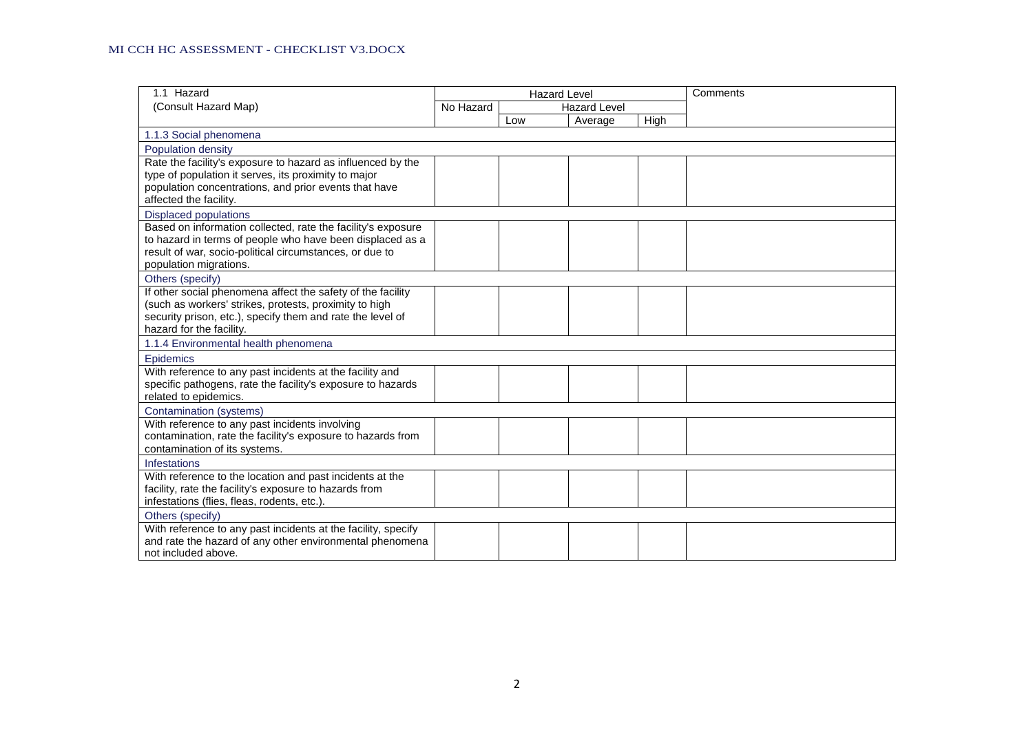| 1.1 Hazard<br>(Consult Hazard Map) | Hazard Level | | | | Comments |
|---|---|---|---|---|---|
| | No Hazard | Hazard Level | | | |
| | | Low | Average | High | |
| 1.1.3 Social phenomena | | | | | |
| Population density | | | | | |
| Rate the facility's exposure to hazard as influenced by the type of population it serves, its proximity to major population concentrations, and prior events that have affected the facility. | | | | | |
| Displaced populations | | | | | |
| Based on information collected, rate the facility's exposure to hazard in terms of people who have been displaced as a result of war, socio-political circumstances, or due to population migrations. | | | | | |
| Others (specify) | | | | | |
| If other social phenomena affect the safety of the facility (such as workers' strikes, protests, proximity to high security prison, etc.), specify them and rate the level of hazard for the facility. | | | | | |
| 1.1.4 Environmental health phenomena | | | | | |
| Epidemics | | | | | |
| With reference to any past incidents at the facility and specific pathogens, rate the facility's exposure to hazards related to epidemics. | | | | | |
| Contamination (systems) | | | | | |
| With reference to any past incidents involving contamination, rate the facility's exposure to hazards from contamination of its systems. | | | | | |
| Infestations | | | | | |
| With reference to the location and past incidents at the facility, rate the facility's exposure to hazards from infestations (flies, fleas, rodents, etc.). | | | | | |
| Others (specify) | | | | | |
| With reference to any past incidents at the facility, specify and rate the hazard of any other environmental phenomena not included above. | | | | | |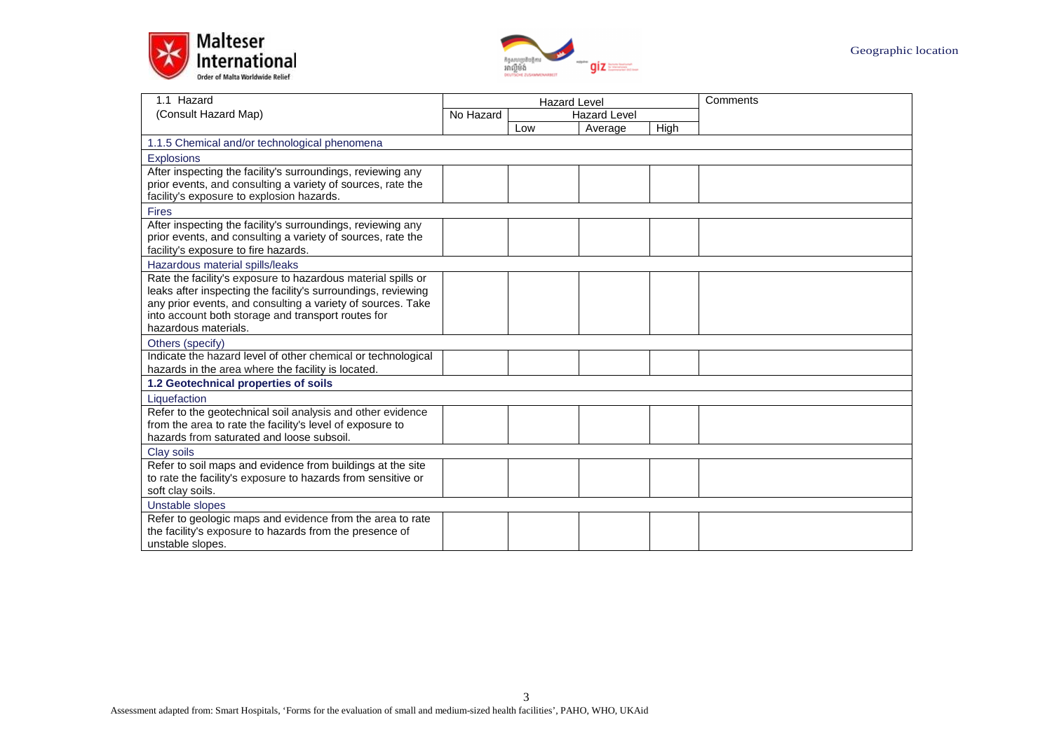Geographic location

| 1.1 Hazard (Consult Hazard Map) | Hazard Level | | | | Comments |
|---|---|---|---|---|---|
| | No Hazard | Hazard Level | | | |
| | | Low | Average | High | |
| 1.1.5 Chemical and/or technological phenomena | | | | | |
| Explosions | | | | | |
| After inspecting the facility's surroundings, reviewing any prior events, and consulting a variety of sources, rate the facility's exposure to explosion hazards. | | | | | |
| Fires | | | | | |
| After inspecting the facility's surroundings, reviewing any prior events, and consulting a variety of sources, rate the facility's exposure to fire hazards. | | | | | |
| Hazardous material spills/leaks | | | | | |
| Rate the facility's exposure to hazardous material spills or leaks after inspecting the facility's surroundings, reviewing any prior events, and consulting a variety of sources. Take into account both storage and transport routes for hazardous materials. | | | | | |
| Others (specify) | | | | | |
| Indicate the hazard level of other chemical or technological hazards in the area where the facility is located. | | | | | |
| **1.2 Geotechnical properties of soils** | | | | | |
| Liquefaction | | | | | |
| Refer to the geotechnical soil analysis and other evidence from the area to rate the facility's level of exposure to hazards from saturated and loose subsoil. | | | | | |
| Clay soils | | | | | |
| Refer to soil maps and evidence from buildings at the site to rate the facility's exposure to hazards from sensitive or soft clay soils. | | | | | |
| Unstable slopes | | | | | |
| Refer to geologic maps and evidence from the area to rate the facility's exposure to hazards from the presence of unstable slopes. | | | | | |

Assessment adapted from: Smart Hospitals, 'Forms for the evaluation of small and medium-sized health facilities', PAHO, WHO, UKAid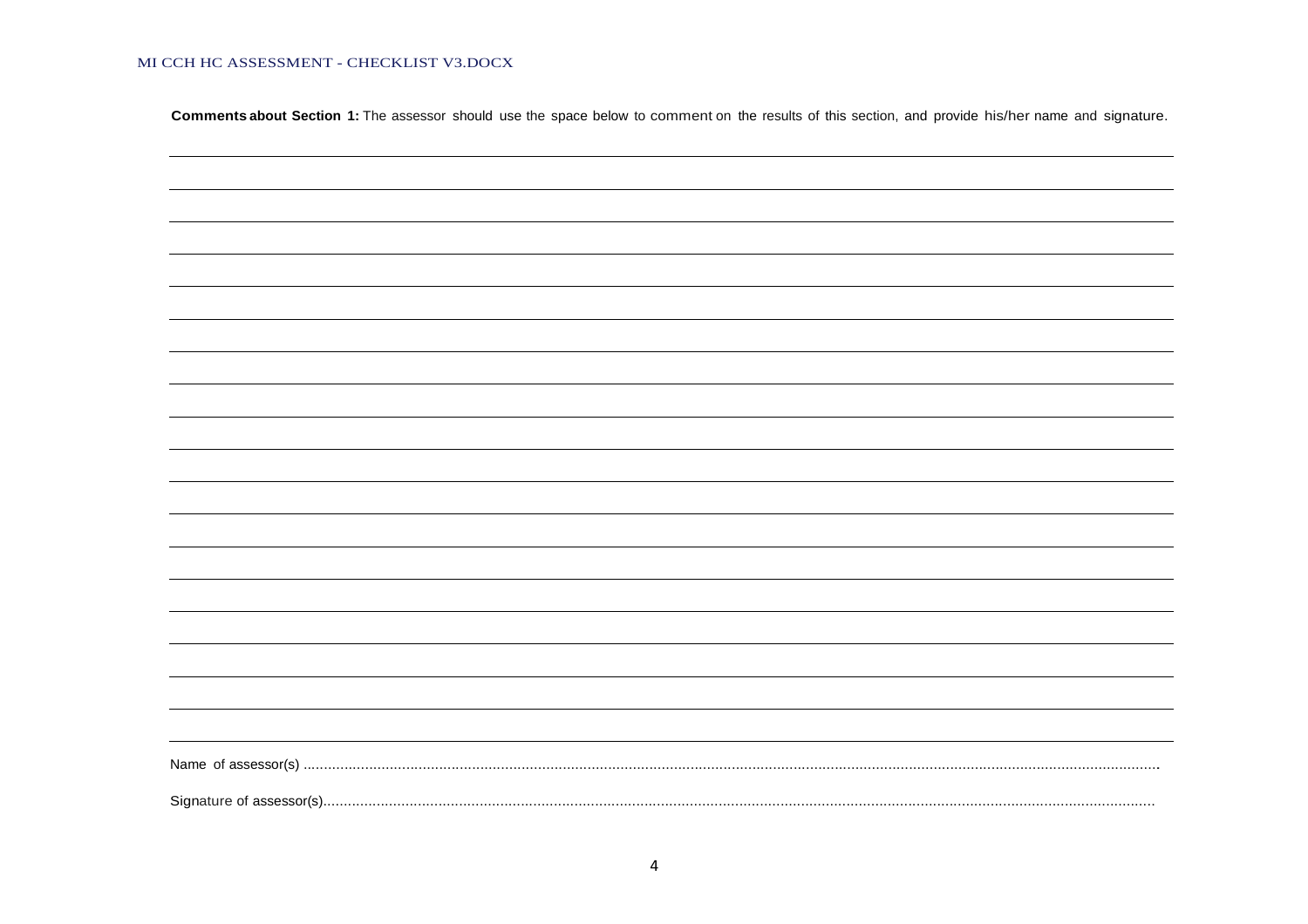**Comments about Section 1:** The assessor should use the space below to comment on the results of this section, and provide his/her name and signature.

Name of assessor(s) ........................................................................................................................................................................................................

Signature of assessor(s)..................................................................................................................................................................................................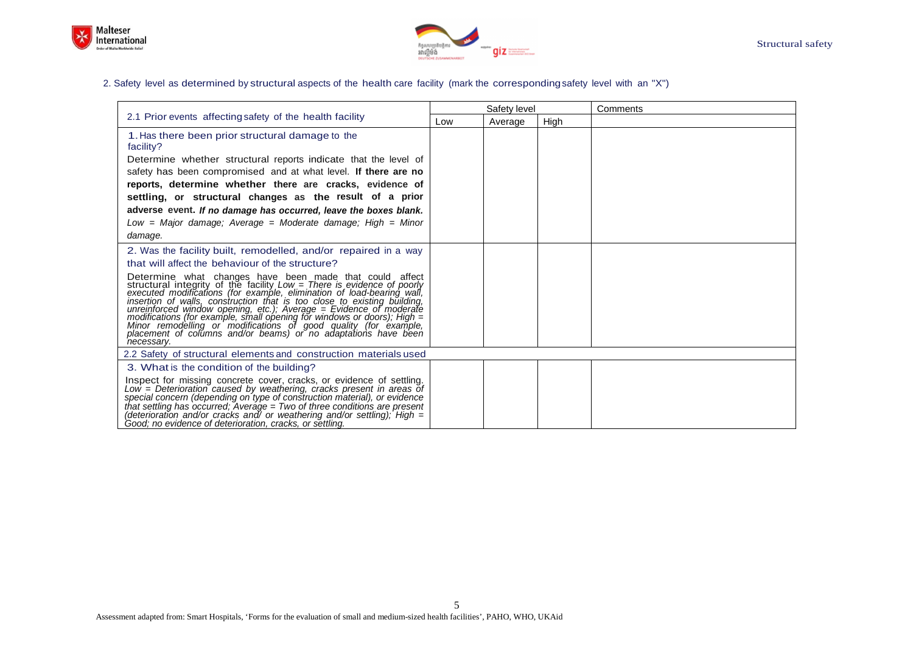2. Safety level as determined by structural aspects of the health care facility (mark the corresponding safety level with an "X")

| 2.1 Prior events affecting safety of the health facility | Safety level | | | Comments |
|---|---|---|---|---|
| | Low | Average | High | |
| 1. Has there been prior structural damage to the facility?<br>Determine whether structural reports indicate that the level of safety has been compromised and at what level. **If there are no reports, determine whether there are cracks, evidence of settling, or structural changes as the result of a prior adverse event.** ***If no damage has occurred, leave the boxes blank.***<br>*Low = Major damage; Average = Moderate damage; High = Minor damage.* | | | | |
| 2. Was the facility built, remodelled, and/or repaired in a way that will affect the behaviour of the structure?<br>Determine what changes have been made that could affect structural integrity of the facility *Low = There is evidence of poorly executed modifications (for example, elimination of load-bearing wall, insertion of walls, construction that is too close to existing building, unreinforced window opening, etc.); Average = Evidence of moderate modifications (for example, small opening for windows or doors); High = Minor remodelling or modifications of good quality (for example, placement of columns and/or beams) or no adaptations have been necessary.* | | | | |
| **2.2 Safety of structural elements and construction materials used** | | | | |
| 3. What is the condition of the building?<br>Inspect for missing concrete cover, cracks, or evidence of settling. *Low = Deterioration caused by weathering, cracks present in areas of special concern (depending on type of construction material), or evidence that settling has occurred; Average = Two of three conditions are present (deterioration and/or cracks and/ or weathering and/or settling); High = Good; no evidence of deterioration, cracks, or settling.* | | | | |

Assessment adapted from: Smart Hospitals, 'Forms for the evaluation of small and medium-sized health facilities', PAHO, WHO, UKAid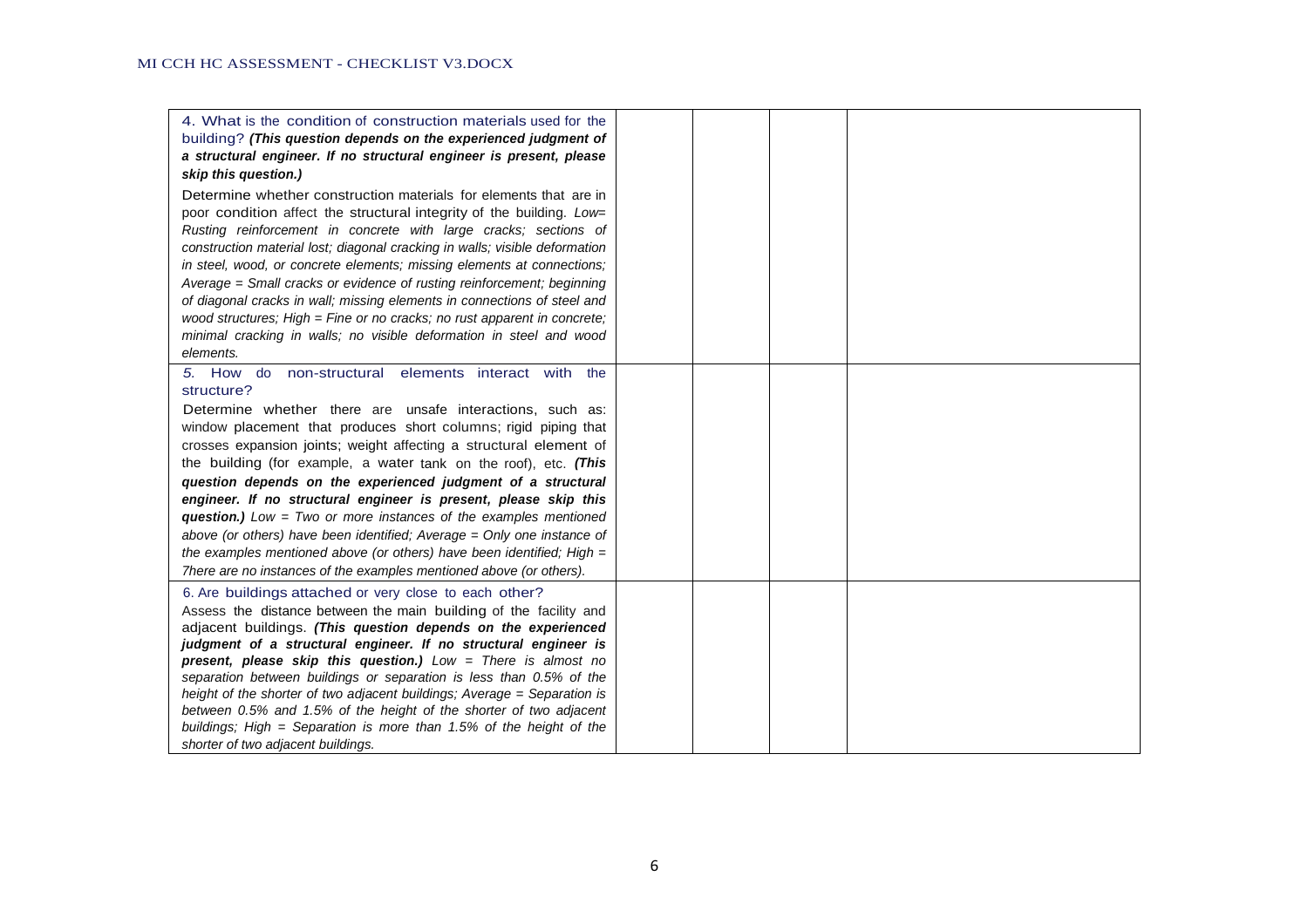| | | | |
|---|---|---|---|
| 4. What is the condition of construction materials used for the building? ***(This question depends on the experienced judgment of a structural engineer. If no structural engineer is present, please skip this question.)*** Determine whether construction materials for elements that are in poor condition affect the structural integrity of the building. *Low= Rusting reinforcement in concrete with large cracks; sections of construction material lost; diagonal cracking in walls; visible deformation in steel, wood, or concrete elements; missing elements at connections; Average = Small cracks or evidence of rusting reinforcement; beginning of diagonal cracks in wall; missing elements in connections of steel and wood structures; High = Fine or no cracks; no rust apparent in concrete; minimal cracking in walls; no visible deformation in steel and wood elements.* | | | |
| *5.* How do non-structural elements interact with the structure? Determine whether there are unsafe interactions, such as: window placement that produces short columns; rigid piping that crosses expansion joints; weight affecting a structural element of the building (for example, a water tank on the roof), etc. ***(This question depends on the experienced judgment of a structural engineer. If no structural engineer is present, please skip this question.)*** *Low = Two or more instances of the examples mentioned above (or others) have been identified; Average = Only one instance of the examples mentioned above (or others) have been identified; High = 7here are no instances of the examples mentioned above (or others).* | | | |
| 6. Are buildings attached or very close to each other? Assess the distance between the main building of the facility and adjacent buildings. ***(This question depends on the experienced judgment of a structural engineer. If no structural engineer is present, please skip this question.)*** *Low = There is almost no separation between buildings or separation is less than 0.5% of the height of the shorter of two adjacent buildings; Average = Separation is between 0.5% and 1.5% of the height of the shorter of two adjacent buildings; High = Separation is more than 1.5% of the height of the shorter of two adjacent buildings.* | | | |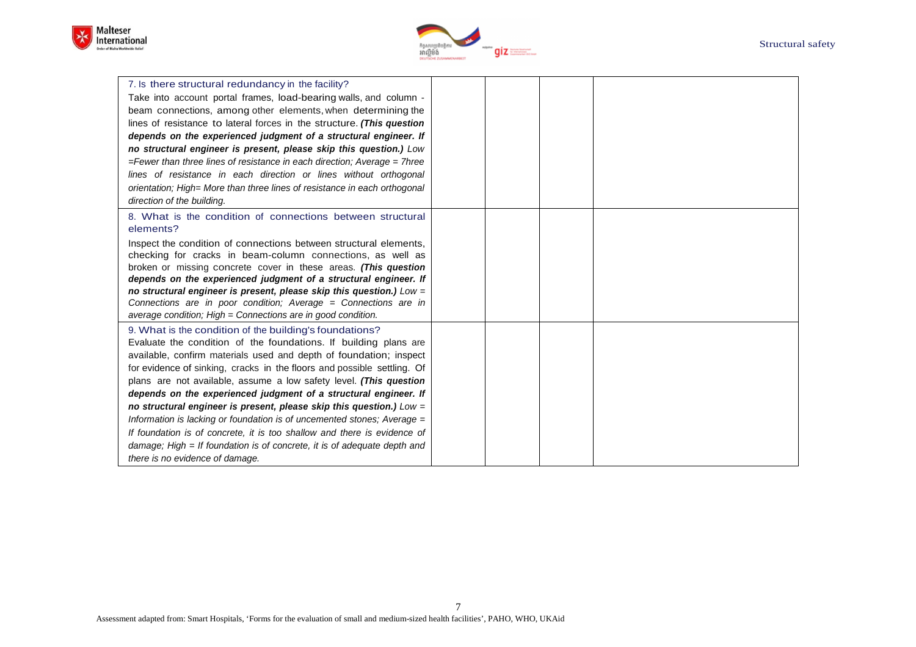| | | | |
|---|---|---|---|
| 7. Is there structural redundancy in the facility?<br>Take into account portal frames, load-bearing walls, and column - beam connections, among other elements, when determining the lines of resistance to lateral forces in the structure. ***(This question depends on the experienced judgment of a structural engineer. If no structural engineer is present, please skip this question.)*** *Low =Fewer than three lines of resistance in each direction; Average = 7three lines of resistance in each direction or lines without orthogonal orientation; High= More than three lines of resistance in each orthogonal direction of the building.* | | | |
| 8. What is the condition of connections between structural elements?<br>Inspect the condition of connections between structural elements, checking for cracks in beam-column connections, as well as broken or missing concrete cover in these areas. ***(This question depends on the experienced judgment of a structural engineer. If no structural engineer is present, please skip this question.)*** *Low = Connections are in poor condition; Average = Connections are in average condition; High = Connections are in good condition.* | | | |
| 9. What is the condition of the building's foundations?<br>Evaluate the condition of the foundations. If building plans are available, confirm materials used and depth of foundation; inspect for evidence of sinking, cracks in the floors and possible settling. Of plans are not available, assume a low safety level. ***(This question depends on the experienced judgment of a structural engineer. If no structural engineer is present, please skip this question.)*** *Low = Information is lacking or foundation is of uncemented stones; Average = If foundation is of concrete, it is too shallow and there is evidence of damage; High = If foundation is of concrete, it is of adequate depth and there is no evidence of damage.* | | | |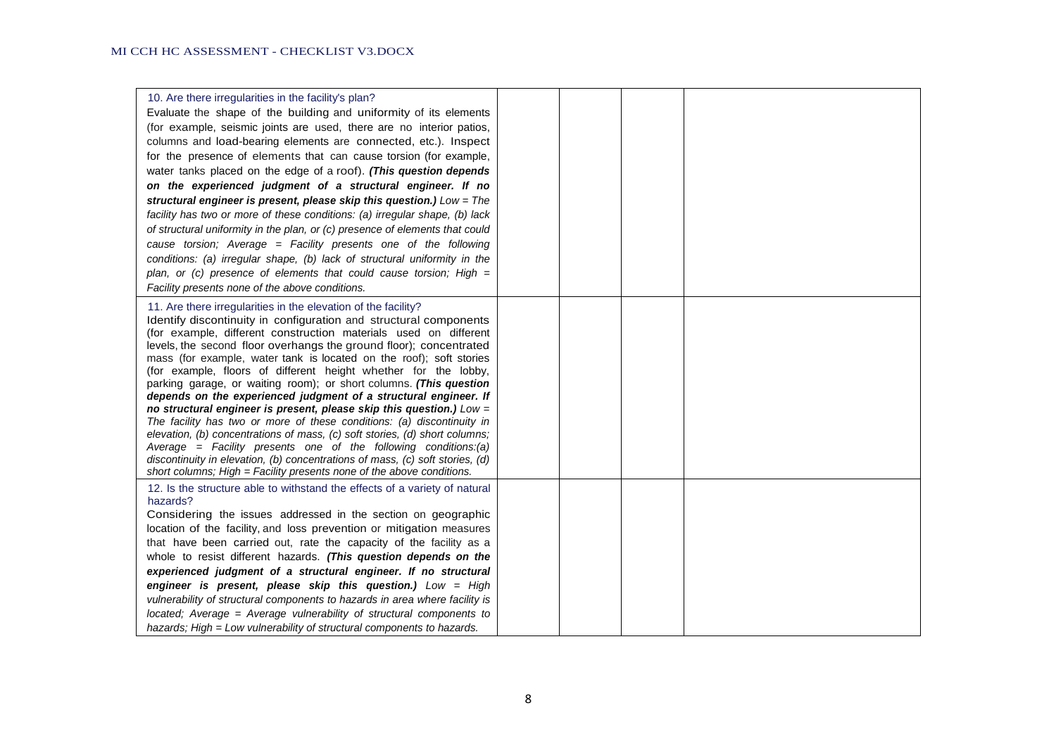| | | | |
|---|---|---|---|
| 10. Are there irregularities in the facility's plan? Evaluate the shape of the building and uniformity of its elements (for example, seismic joints are used, there are no interior patios, columns and load-bearing elements are connected, etc.). Inspect for the presence of elements that can cause torsion (for example, water tanks placed on the edge of a roof). ***(This question depends on the experienced judgment of a structural engineer. If no structural engineer is present, please skip this question.)*** *Low = The facility has two or more of these conditions: (a) irregular shape, (b) lack of structural uniformity in the plan, or (c) presence of elements that could cause torsion; Average = Facility presents one of the following conditions: (a) irregular shape, (b) lack of structural uniformity in the plan, or (c) presence of elements that could cause torsion; High = Facility presents none of the above conditions.* | | | |
| 11. Are there irregularities in the elevation of the facility? Identify discontinuity in configuration and structural components (for example, different construction materials used on different levels, the second floor overhangs the ground floor); concentrated mass (for example, water tank is located on the roof); soft stories (for example, floors of different height whether for the lobby, parking garage, or waiting room); or short columns. ***(This question depends on the experienced judgment of a structural engineer. If no structural engineer is present, please skip this question.)*** *Low = The facility has two or more of these conditions: (a) discontinuity in elevation, (b) concentrations of mass, (c) soft stories, (d) short columns; Average = Facility presents one of the following conditions:(a) discontinuity in elevation, (b) concentrations of mass, (c) soft stories, (d) short columns; High = Facility presents none of the above conditions.* | | | |
| 12. Is the structure able to withstand the effects of a variety of natural hazards? Considering the issues addressed in the section on geographic location of the facility, and loss prevention or mitigation measures that have been carried out, rate the capacity of the facility as a whole to resist different hazards. ***(This question depends on the experienced judgment of a structural engineer. If no structural engineer is present, please skip this question.)*** *Low = High vulnerability of structural components to hazards in area where facility is located; Average = Average vulnerability of structural components to hazards; High = Low vulnerability of structural components to hazards.* | | | |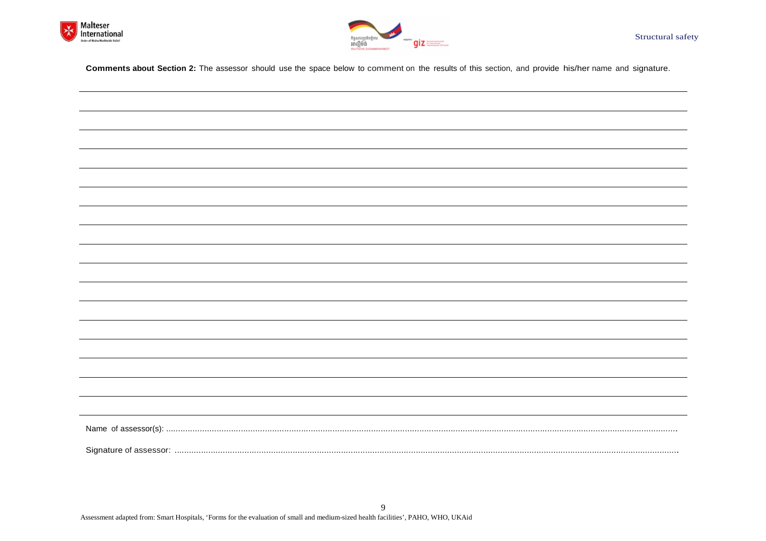**Comments about Section 2:** The assessor should use the space below to comment on the results of this section, and provide his/her name and signature.

______________________________________________________________________________________________

______________________________________________________________________________________________

______________________________________________________________________________________________

______________________________________________________________________________________________

______________________________________________________________________________________________

______________________________________________________________________________________________

______________________________________________________________________________________________

______________________________________________________________________________________________

______________________________________________________________________________________________

______________________________________________________________________________________________

______________________________________________________________________________________________

______________________________________________________________________________________________

______________________________________________________________________________________________

______________________________________________________________________________________________

______________________________________________________________________________________________

______________________________________________________________________________________________

______________________________________________________________________________________________

Name of assessor(s): ..............................................................................................................................................................................................

Signature of assessor: ..............................................................................................................................................................................................

Assessment adapted from: Smart Hospitals, 'Forms for the evaluation of small and medium-sized health facilities', PAHO, WHO, UKAid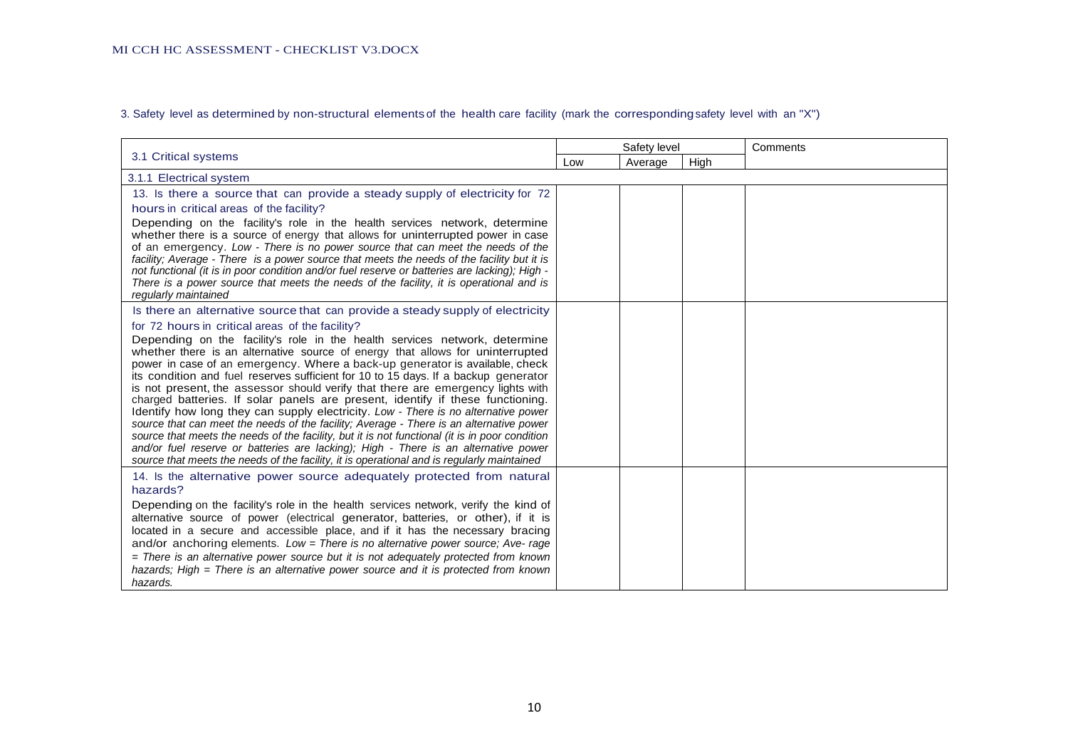3. Safety level as determined by non-structural elements of the health care facility (mark the corresponding safety level with an "X")

| 3.1 Critical systems | Safety level | | | Comments |
|---|---|---|---|---|
| | Low | Average | High | |
| 3.1.1 Electrical system | | | | |
| 13. Is there a source that can provide a steady supply of electricity for 72 hours in critical areas of the facility? Depending on the facility's role in the health services network, determine whether there is a source of energy that allows for uninterrupted power in case of an emergency. *Low - There is no power source that can meet the needs of the facility; Average - There is a power source that meets the needs of the facility but it is not functional (it is in poor condition and/or fuel reserve or batteries are lacking); High - There is a power source that meets the needs of the facility, it is operational and is regularly maintained* | | | | |
| Is there an alternative source that can provide a steady supply of electricity for 72 hours in critical areas of the facility? Depending on the facility's role in the health services network, determine whether there is an alternative source of energy that allows for uninterrupted power in case of an emergency. Where a back-up generator is available, check its condition and fuel reserves sufficient for 10 to 15 days. If a backup generator is not present, the assessor should verify that there are emergency lights with charged batteries. If solar panels are present, identify if these functioning. Identify how long they can supply electricity. *Low - There is no alternative power source that can meet the needs of the facility; Average - There is an alternative power source that meets the needs of the facility, but it is not functional (it is in poor condition and/or fuel reserve or batteries are lacking); High - There is an alternative power source that meets the needs of the facility, it is operational and is regularly maintained* | | | | |
| 14. Is the alternative power source adequately protected from natural hazards? Depending on the facility's role in the health services network, verify the kind of alternative source of power (electrical generator, batteries, or other), if it is located in a secure and accessible place, and if it has the necessary bracing and/or anchoring elements. *Low = There is no alternative power source; Ave- rage = There is an alternative power source but it is not adequately protected from known hazards; High = There is an alternative power source and it is protected from known hazards.* | | | | |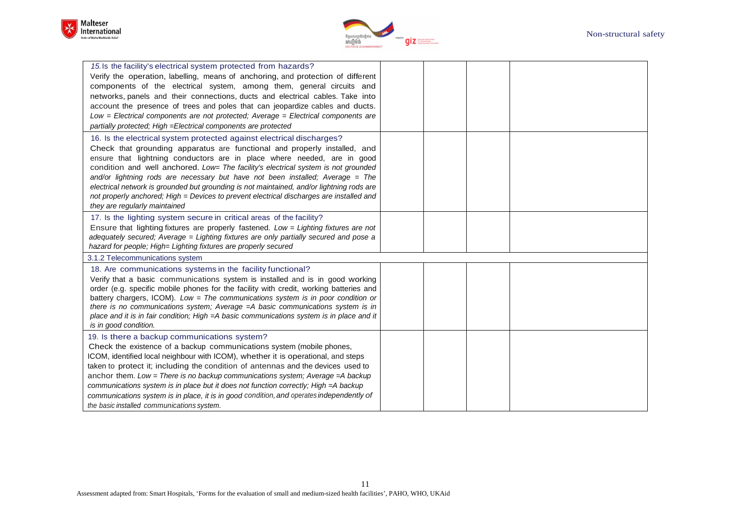| | | | | |
|---|---|---|---|---|
| 15. Is the facility's electrical system protected from hazards?<br>Verify the operation, labelling, means of anchoring, and protection of different components of the electrical system, among them, general circuits and networks, panels and their connections, ducts and electrical cables. Take into account the presence of trees and poles that can jeopardize cables and ducts. *Low = Electrical components are not protected; Average = Electrical components are partially protected; High =Electrical components are protected* | | | | |
| 16. Is the electrical system protected against electrical discharges?<br>Check that grounding apparatus are functional and properly installed, and ensure that lightning conductors are in place where needed, are in good condition and well anchored. *Low= The facility's electrical system is not grounded and/or lightning rods are necessary but have not been installed; Average = The electrical network is grounded but grounding is not maintained, and/or lightning rods are not properly anchored; High = Devices to prevent electrical discharges are installed and they are regularly maintained* | | | | |
| 17. Is the lighting system secure in critical areas of the facility?<br>Ensure that lighting fixtures are properly fastened. *Low = Lighting fixtures are not adequately secured; Average = Lighting fixtures are only partially secured and pose a hazard for people; High= Lighting fixtures are properly secured* | | | | |
| 3.1.2 Telecommunications system | | | | |
| 18. Are communications systems in the facility functional?<br>Verify that a basic communications system is installed and is in good working order (e.g. specific mobile phones for the facility with credit, working batteries and battery chargers, ICOM). *Low = The communications system is in poor condition or there is no communications system; Average =A basic communications system is in place and it is in fair condition; High =A basic communications system is in place and it is in good condition.* | | | | |
| 19. Is there a backup communications system?<br>Check the existence of a backup communications system (mobile phones, ICOM, identified local neighbour with ICOM), whether it is operational, and steps taken to protect it; including the condition of antennas and the devices used to anchor them. *Low = There is no backup communications system; Average =A backup communications system is in place but it does not function correctly; High =A backup communications system is in place, it is in good condition, and operates independently of the basic installed communications system.* | | | | |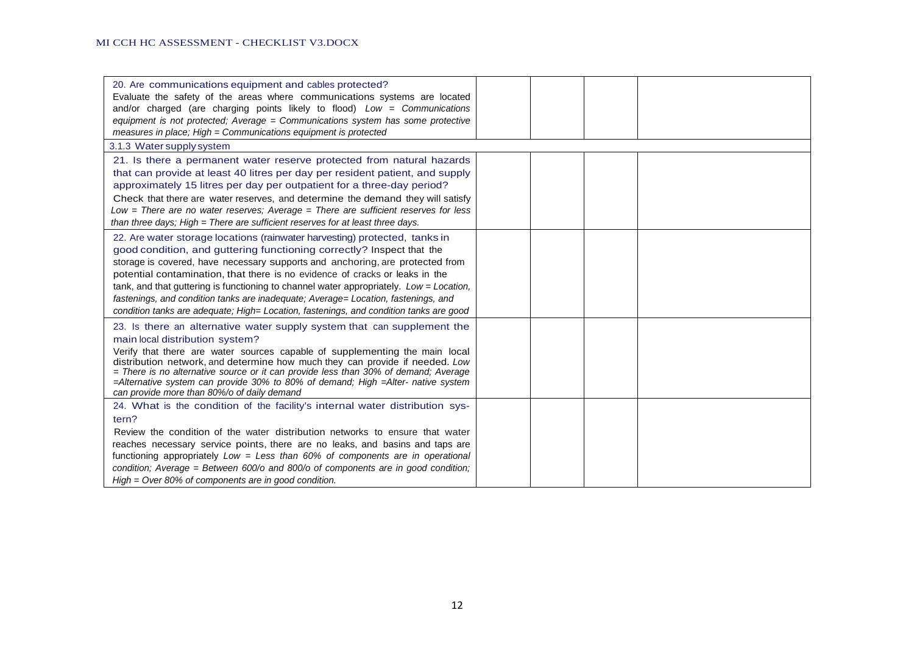| | | | | |
|---|---|---|---|---|
| 20. Are communications equipment and cables protected?<br>Evaluate the safety of the areas where communications systems are located and/or charged (are charging points likely to flood) *Low = Communications equipment is not protected; Average = Communications system has some protective measures in place; High = Communications equipment is protected* | | | | |
| 3.1.3 Water supply system | | | | |
| 21. Is there a permanent water reserve protected from natural hazards that can provide at least 40 litres per day per resident patient, and supply approximately 15 litres per day per outpatient for a three-day period?<br>Check that there are water reserves, and determine the demand they will satisfy *Low = There are no water reserves; Average = There are sufficient reserves for less than three days; High = There are sufficient reserves for at least three days.* | | | | |
| 22. Are water storage locations (rainwater harvesting) protected, tanks in good condition, and guttering functioning correctly? Inspect that the storage is covered, have necessary supports and anchoring, are protected from potential contamination, that there is no evidence of cracks or leaks in the tank, and that guttering is functioning to channel water appropriately. *Low = Location, fastenings, and condition tanks are inadequate; Average= Location, fastenings, and condition tanks are adequate; High= Location, fastenings, and condition tanks are good* | | | | |
| 23. Is there an alternative water supply system that can supplement the main local distribution system?<br>Verify that there are water sources capable of supplementing the main local distribution network, and determine how much they can provide if needed. *Low = There is no alternative source or it can provide less than 30% of demand; Average =Alternative system can provide 30% to 80% of demand; High =Alter- native system can provide more than 80%/o of daily demand* | | | | |
| 24. What is the condition of the facility's internal water distribution sys- tern?<br>Review the condition of the water distribution networks to ensure that water reaches necessary service points, there are no leaks, and basins and taps are functioning appropriately *Low = Less than 60% of components are in operational condition; Average = Between 600/o and 800/o of components are in good condition; High = Over 80% of components are in good condition.* | | | | |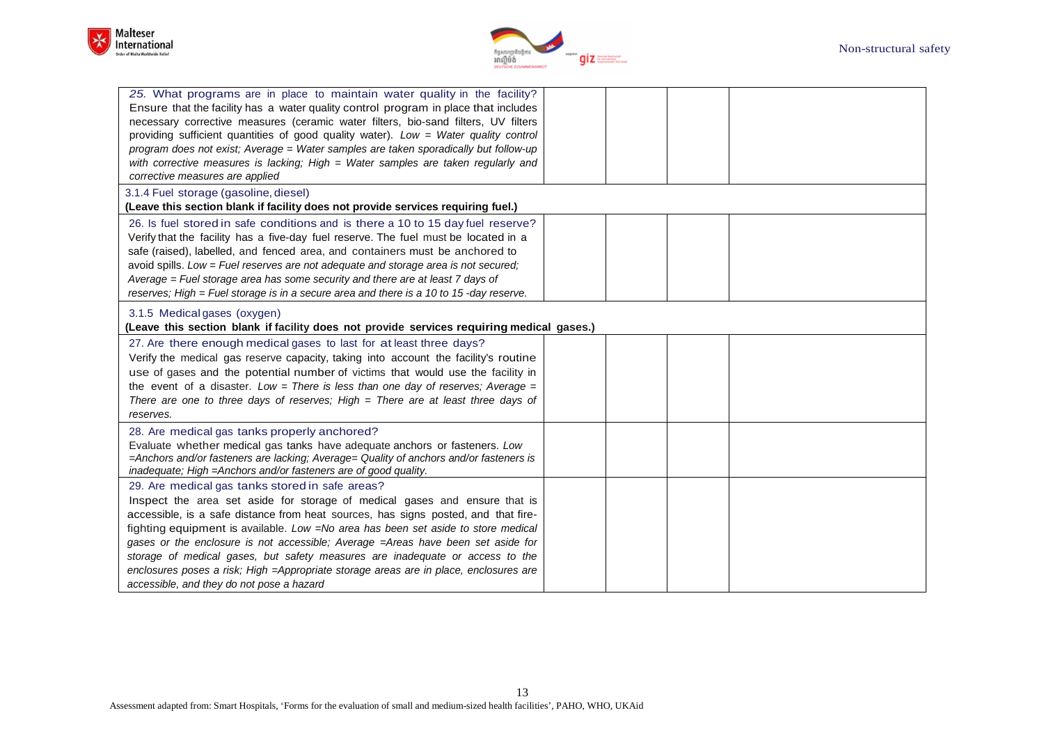| | | | | |
|---|---|---|---|---|
| 25. What programs are in place to maintain water quality in the facility? Ensure that the facility has a water quality control program in place that includes necessary corrective measures (ceramic water filters, bio-sand filters, UV filters providing sufficient quantities of good quality water). *Low = Water quality control program does not exist; Average = Water samples are taken sporadically but follow-up with corrective measures is lacking; High = Water samples are taken regularly and corrective measures are applied* | | | | |
| 3.1.4 Fuel storage (gasoline, diesel) **(Leave this section blank if facility does not provide services requiring fuel.)** | | | | |
| 26. Is fuel stored in safe conditions and is there a 10 to 15 day fuel reserve? Verify that the facility has a five-day fuel reserve. The fuel must be located in a safe (raised), labelled, and fenced area, and containers must be anchored to avoid spills. *Low = Fuel reserves are not adequate and storage area is not secured; Average = Fuel storage area has some security and there are at least 7 days of reserves; High = Fuel storage is in a secure area and there is a 10 to 15 -day reserve.* | | | | |
| 3.1.5 Medical gases (oxygen) **(Leave this section blank if facility does not provide services requiring medical gases.)** | | | | |
| 27. Are there enough medical gases to last for at least three days? Verify the medical gas reserve capacity, taking into account the facility's routine use of gases and the potential number of victims that would use the facility in the event of a disaster. *Low = There is less than one day of reserves; Average = There are one to three days of reserves; High = There are at least three days of reserves.* | | | | |
| 28. Are medical gas tanks properly anchored? Evaluate whether medical gas tanks have adequate anchors or fasteners. *Low =Anchors and/or fasteners are lacking; Average= Quality of anchors and/or fasteners is inadequate; High =Anchors and/or fasteners are of good quality.* | | | | |
| 29. Are medical gas tanks stored in safe areas? Inspect the area set aside for storage of medical gases and ensure that is accessible, is a safe distance from heat sources, has signs posted, and that fire-fighting equipment is available. *Low =No area has been set aside to store medical gases or the enclosure is not accessible; Average =Areas have been set aside for storage of medical gases, but safety measures are inadequate or access to the enclosures poses a risk; High =Appropriate storage areas are in place, enclosures are accessible, and they do not pose a hazard* | | | | |

Assessment adapted from: Smart Hospitals, 'Forms for the evaluation of small and medium-sized health facilities', PAHO, WHO, UKAid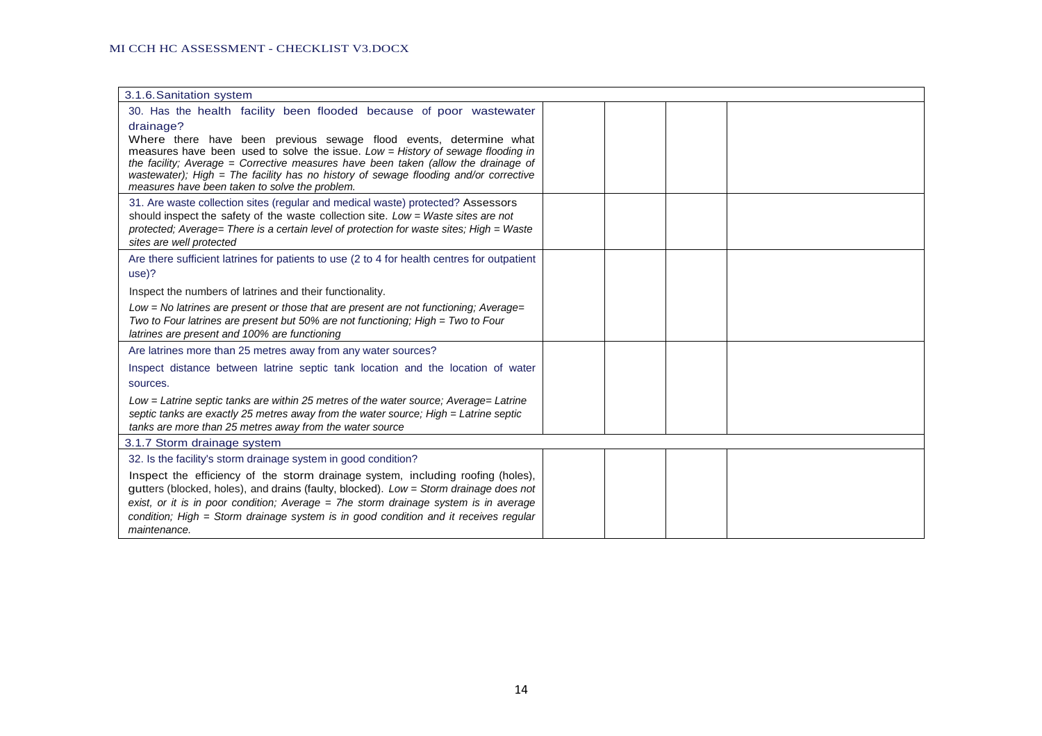| 3.1.6. Sanitation system | | | |
|---|---|---|---|
| 30. Has the health facility been flooded because of poor wastewater drainage?<br>Where there have been previous sewage flood events, determine what measures have been used to solve the issue. *Low = History of sewage flooding in the facility; Average = Corrective measures have been taken (allow the drainage of wastewater); High = The facility has no history of sewage flooding and/or corrective measures have been taken to solve the problem.* | | | |
| 31. Are waste collection sites (regular and medical waste) protected? Assessors should inspect the safety of the waste collection site. *Low = Waste sites are not protected; Average= There is a certain level of protection for waste sites; High = Waste sites are well protected* | | | |
| Are there sufficient latrines for patients to use (2 to 4 for health centres for outpatient use)?<br>Inspect the numbers of latrines and their functionality.<br>*Low = No latrines are present or those that are present are not functioning; Average= Two to Four latrines are present but 50% are not functioning; High = Two to Four latrines are present and 100% are functioning* | | | |
| Are latrines more than 25 metres away from any water sources?<br>Inspect distance between latrine septic tank location and the location of water sources.<br>*Low = Latrine septic tanks are within 25 metres of the water source; Average= Latrine septic tanks are exactly 25 metres away from the water source; High = Latrine septic tanks are more than 25 metres away from the water source* | | | |
| **3.1.7 Storm drainage system** | | | |
| 32. Is the facility's storm drainage system in good condition?<br>Inspect the efficiency of the storm drainage system, including roofing (holes), gutters (blocked, holes), and drains (faulty, blocked). *Low = Storm drainage does not exist, or it is in poor condition; Average = 7he storm drainage system is in average condition; High = Storm drainage system is in good condition and it receives regular maintenance.* | | | |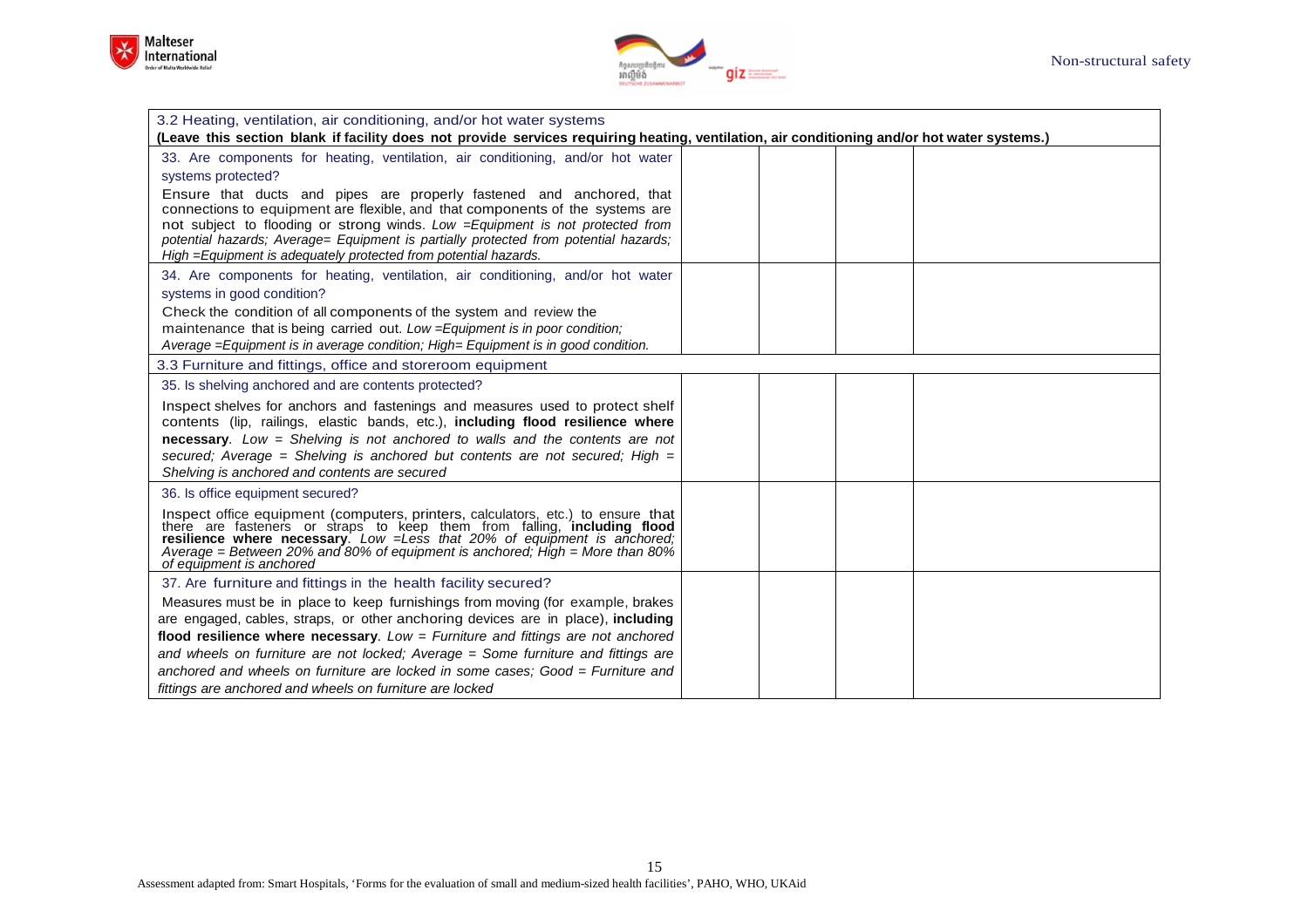| 3.2 Heating, ventilation, air conditioning, and/or hot water systems<br>**(Leave this section blank if facility does not provide services requiring heating, ventilation, air conditioning and/or hot water systems.)** | | | | |
|---|---|---|---|---|
| 33. Are components for heating, ventilation, air conditioning, and/or hot water systems protected?<br>Ensure that ducts and pipes are properly fastened and anchored, that connections to equipment are flexible, and that components of the systems are not subject to flooding or strong winds. *Low =Equipment is not protected from potential hazards; Average= Equipment is partially protected from potential hazards; High =Equipment is adequately protected from potential hazards.* | | | | |
| 34. Are components for heating, ventilation, air conditioning, and/or hot water systems in good condition?<br>Check the condition of all components of the system and review the maintenance that is being carried out. *Low =Equipment is in poor condition; Average =Equipment is in average condition; High= Equipment is in good condition.* | | | | |
| 3.3 Furniture and fittings, office and storeroom equipment | | | | |
| 35. Is shelving anchored and are contents protected?<br>Inspect shelves for anchors and fastenings and measures used to protect shelf contents (lip, railings, elastic bands, etc.), **including flood resilience where necessary**. *Low = Shelving is not anchored to walls and the contents are not secured; Average = Shelving is anchored but contents are not secured; High = Shelving is anchored and contents are secured* | | | | |
| 36. Is office equipment secured?<br>Inspect office equipment (computers, printers, calculators, etc.) to ensure that there are fasteners or straps to keep them from falling, **including flood resilience where necessary**. *Low =Less that 20% of equipment is anchored; Average = Between 20% and 80% of equipment is anchored; High = More than 80% of equipment is anchored* | | | | |
| 37. Are furniture and fittings in the health facility secured?<br>Measures must be in place to keep furnishings from moving (for example, brakes are engaged, cables, straps, or other anchoring devices are in place), **including flood resilience where necessary**. *Low = Furniture and fittings are not anchored and wheels on furniture are not locked; Average = Some furniture and fittings are anchored and wheels on furniture are locked in some cases; Good = Furniture and fittings are anchored and wheels on furniture are locked* | | | | |

Assessment adapted from: Smart Hospitals, 'Forms for the evaluation of small and medium-sized health facilities', PAHO, WHO, UKAid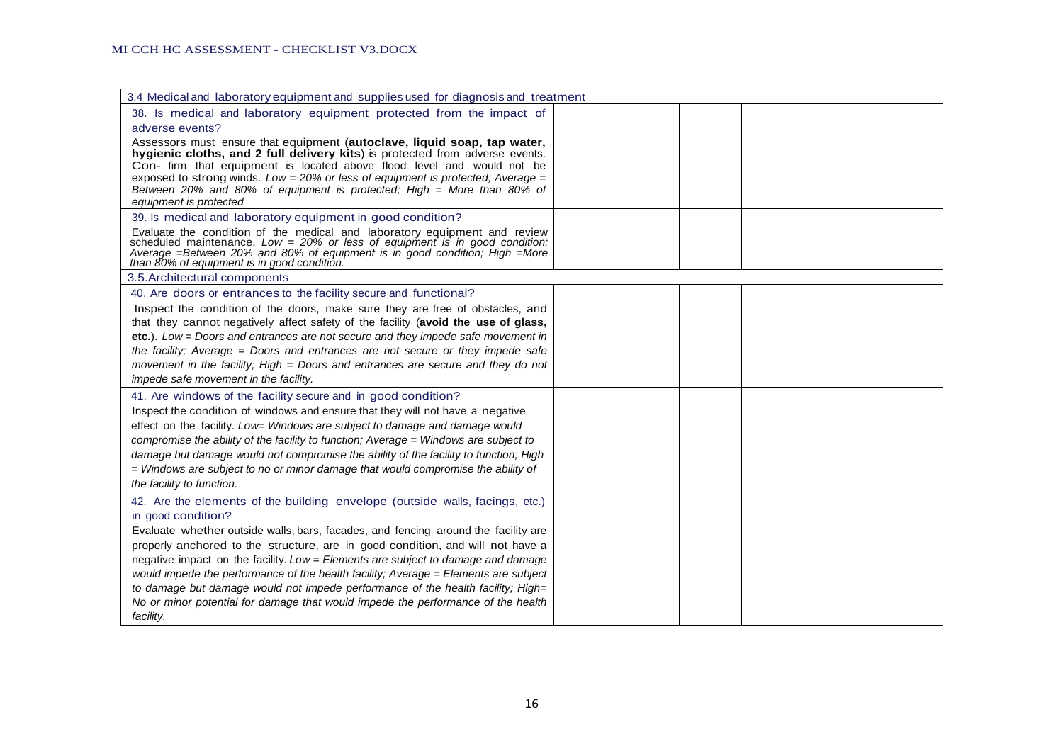| 3.4 Medical and laboratory equipment and supplies used for diagnosis and treatment | | | | |
|---|---|---|---|---|
| 38. Is medical and laboratory equipment protected from the impact of adverse events?<br>Assessors must ensure that equipment (**autoclave, liquid soap, tap water, hygienic cloths, and 2 full delivery kits**) is protected from adverse events. Con- firm that equipment is located above flood level and would not be exposed to strong winds. *Low = 20% or less of equipment is protected; Average = Between 20% and 80% of equipment is protected; High = More than 80% of equipment is protected* | | | | |
| 39. Is medical and laboratory equipment in good condition?<br>Evaluate the condition of the medical and laboratory equipment and review scheduled maintenance. *Low = 20% or less of equipment is in good condition; Average =Between 20% and 80% of equipment is in good condition; High =More than 80% of equipment is in good condition.* | | | | |
| 3.5.Architectural components | | | | |
| 40. Are doors or entrances to the facility secure and functional?<br>Inspect the condition of the doors, make sure they are free of obstacles, and that they cannot negatively affect safety of the facility (**avoid the use of glass, etc.**). *Low = Doors and entrances are not secure and they impede safe movement in the facility; Average = Doors and entrances are not secure or they impede safe movement in the facility; High = Doors and entrances are secure and they do not impede safe movement in the facility.* | | | | |
| 41. Are windows of the facility secure and in good condition?<br>Inspect the condition of windows and ensure that they will not have a negative effect on the facility. *Low= Windows are subject to damage and damage would compromise the ability of the facility to function; Average = Windows are subject to damage but damage would not compromise the ability of the facility to function; High = Windows are subject to no or minor damage that would compromise the ability of the facility to function.* | | | | |
| 42. Are the elements of the building envelope (outside walls, facings, etc.) in good condition?<br>Evaluate whether outside walls, bars, facades, and fencing around the facility are properly anchored to the structure, are in good condition, and will not have a negative impact on the facility. *Low = Elements are subject to damage and damage would impede the performance of the health facility; Average = Elements are subject to damage but damage would not impede performance of the health facility; High= No or minor potential for damage that would impede the performance of the health facility.* | | | | |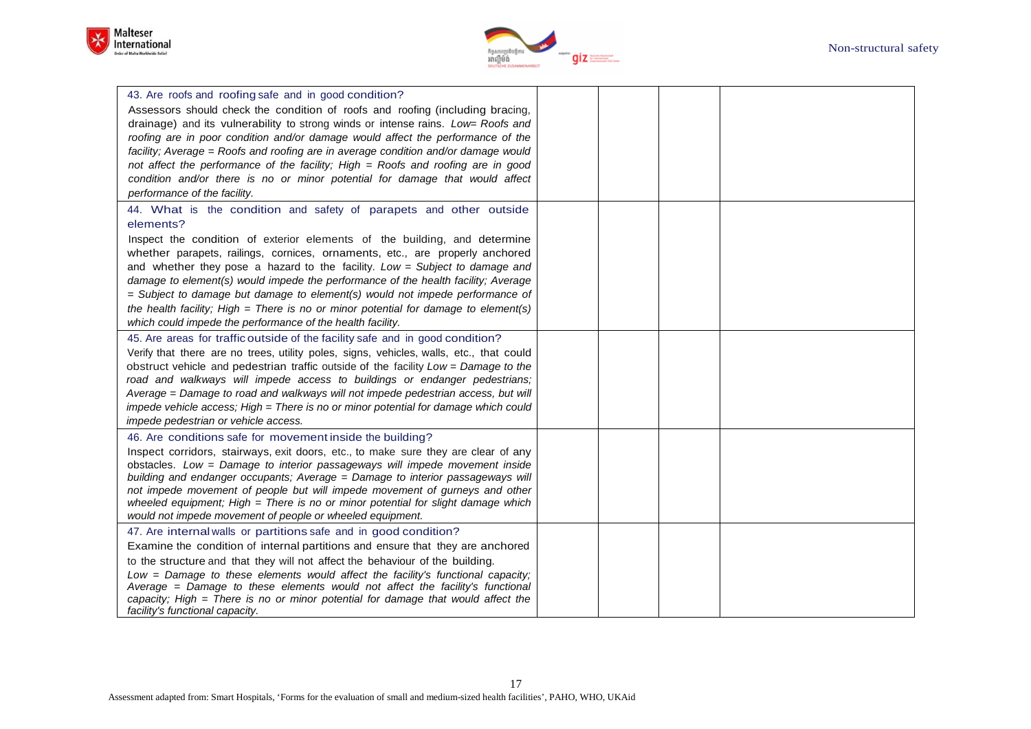| | | | | |
|---|---|---|---|---|
| 43. Are roofs and roofing safe and in good condition?<br>Assessors should check the condition of roofs and roofing (including bracing, drainage) and its vulnerability to strong winds or intense rains. *Low= Roofs and roofing are in poor condition and/or damage would affect the performance of the facility; Average = Roofs and roofing are in average condition and/or damage would not affect the performance of the facility; High = Roofs and roofing are in good condition and/or there is no or minor potential for damage that would affect performance of the facility.* | | | | |
| 44. What is the condition and safety of parapets and other outside elements?<br>Inspect the condition of exterior elements of the building, and determine whether parapets, railings, cornices, ornaments, etc., are properly anchored and whether they pose a hazard to the facility. *Low = Subject to damage and damage to element(s) would impede the performance of the health facility; Average = Subject to damage but damage to element(s) would not impede performance of the health facility; High = There is no or minor potential for damage to element(s) which could impede the performance of the health facility.* | | | | |
| 45. Are areas for traffic outside of the facility safe and in good condition?<br>Verify that there are no trees, utility poles, signs, vehicles, walls, etc., that could obstruct vehicle and pedestrian traffic outside of the facility *Low = Damage to the road and walkways will impede access to buildings or endanger pedestrians; Average = Damage to road and walkways will not impede pedestrian access, but will impede vehicle access; High = There is no or minor potential for damage which could impede pedestrian or vehicle access.* | | | | |
| 46. Are conditions safe for movement inside the building?<br>Inspect corridors, stairways, exit doors, etc., to make sure they are clear of any obstacles. *Low = Damage to interior passageways will impede movement inside building and endanger occupants; Average = Damage to interior passageways will not impede movement of people but will impede movement of gurneys and other wheeled equipment; High = There is no or minor potential for slight damage which would not impede movement of people or wheeled equipment.* | | | | |
| 47. Are internal walls or partitions safe and in good condition?<br>Examine the condition of internal partitions and ensure that they are anchored to the structure and that they will not affect the behaviour of the building.<br>*Low = Damage to these elements would affect the facility's functional capacity; Average = Damage to these elements would not affect the facility's functional capacity; High = There is no or minor potential for damage that would affect the facility's functional capacity.* | | | | |

Assessment adapted from: Smart Hospitals, 'Forms for the evaluation of small and medium-sized health facilities', PAHO, WHO, UKAid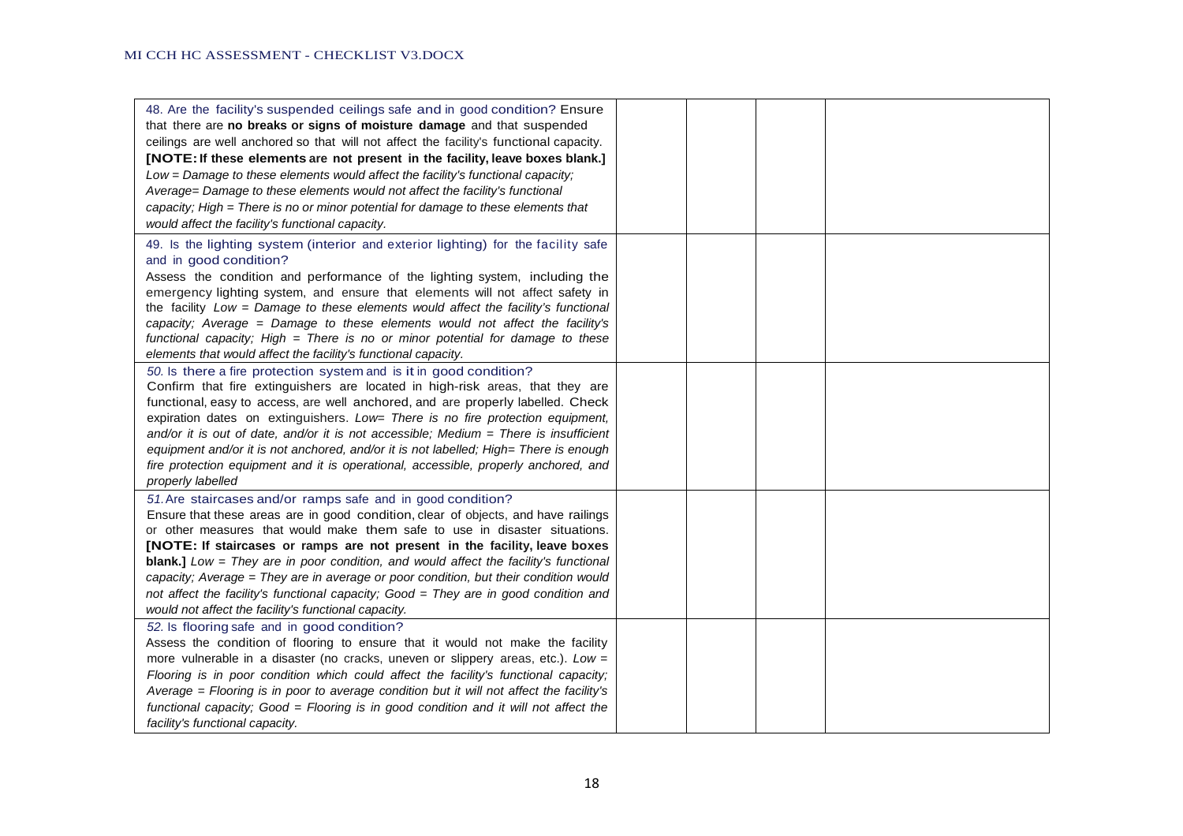| | | | | |
|---|---|---|---|---|
| 48. Are the facility's suspended ceilings safe and in good condition? Ensure that there are **no breaks or signs of moisture damage** and that suspended ceilings are well anchored so that will not affect the facility's functional capacity. **[NOTE: If these elements are not present in the facility, leave boxes blank.]** *Low = Damage to these elements would affect the facility's functional capacity; Average= Damage to these elements would not affect the facility's functional capacity; High = There is no or minor potential for damage to these elements that would affect the facility's functional capacity.* | | | | |
| 49. Is the lighting system (interior and exterior lighting) for the facility safe and in good condition? Assess the condition and performance of the lighting system, including the emergency lighting system, and ensure that elements will not affect safety in the facility *Low = Damage to these elements would affect the facility's functional capacity; Average = Damage to these elements would not affect the facility's functional capacity; High = There is no or minor potential for damage to these elements that would affect the facility's functional capacity.* | | | | |
| *50.* Is there a fire protection system and is it in good condition? Confirm that fire extinguishers are located in high-risk areas, that they are functional, easy to access, are well anchored, and are properly labelled. Check expiration dates on extinguishers. *Low= There is no fire protection equipment, and/or it is out of date, and/or it is not accessible; Medium = There is insufficient equipment and/or it is not anchored, and/or it is not labelled; High= There is enough fire protection equipment and it is operational, accessible, properly anchored, and properly labelled* | | | | |
| *51.* Are staircases and/or ramps safe and in good condition? Ensure that these areas are in good condition, clear of objects, and have railings or other measures that would make them safe to use in disaster situations. **[NOTE: If staircases or ramps are not present in the facility, leave boxes blank.]** *Low = They are in poor condition, and would affect the facility's functional capacity; Average = They are in average or poor condition, but their condition would not affect the facility's functional capacity; Good = They are in good condition and would not affect the facility's functional capacity.* | | | | |
| *52.* Is flooring safe and in good condition? Assess the condition of flooring to ensure that it would not make the facility more vulnerable in a disaster (no cracks, uneven or slippery areas, etc.). *Low = Flooring is in poor condition which could affect the facility's functional capacity; Average = Flooring is in poor to average condition but it will not affect the facility's functional capacity; Good = Flooring is in good condition and it will not affect the facility's functional capacity.* | | | | |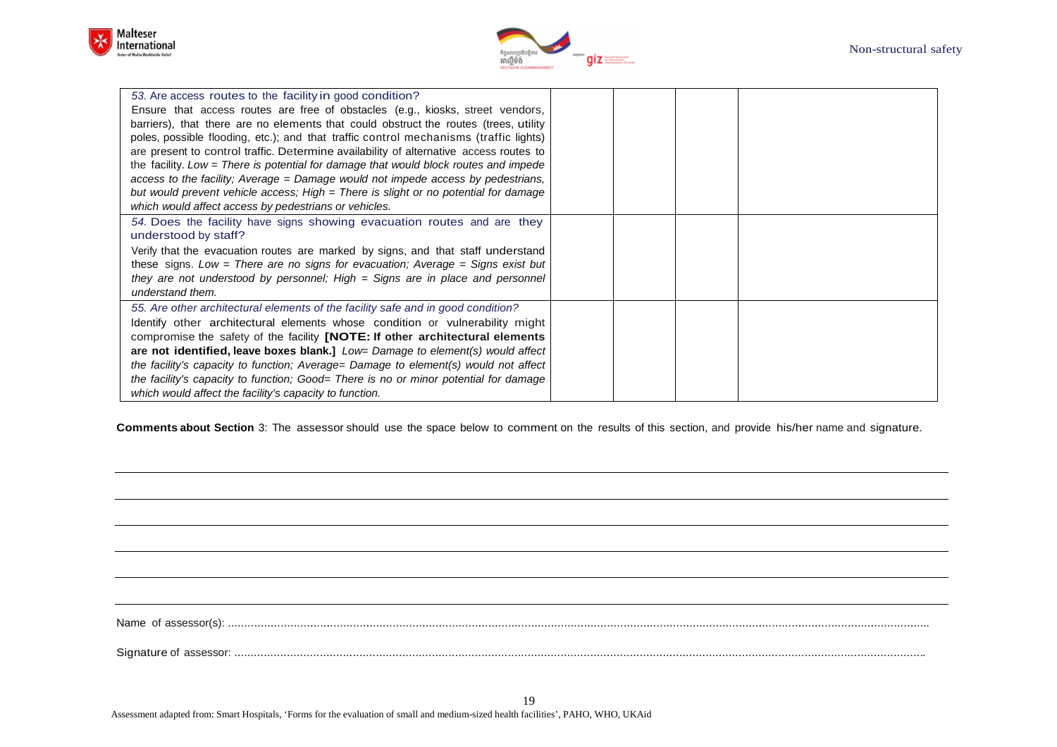| | | | | |
|---|---|---|---|---|
| *53.* Are access routes to the facility in good condition?<br>Ensure that access routes are free of obstacles (e.g., kiosks, street vendors, barriers), that there are no elements that could obstruct the routes (trees, utility poles, possible flooding, etc.); and that traffic control mechanisms (traffic lights) are present to control traffic. Determine availability of alternative access routes to the facility. *Low = There is potential for damage that would block routes and impede access to the facility; Average = Damage would not impede access by pedestrians, but would prevent vehicle access; High = There is slight or no potential for damage which would affect access by pedestrians or vehicles.* | | | | |
| *54.* Does the facility have signs showing evacuation routes and are they understood by staff?<br>Verify that the evacuation routes are marked by signs, and that staff understand these signs. *Low = There are no signs for evacuation; Average = Signs exist but they are not understood by personnel; High = Signs are in place and personnel understand them.* | | | | |
| *55. Are other architectural elements of the facility safe and in good condition?*<br>Identify other architectural elements whose condition or vulnerability might compromise the safety of the facility **[NOTE: If other architectural elements are not identified, leave boxes blank.]** *Low= Damage to element(s) would affect the facility's capacity to function; Average= Damage to element(s) would not affect the facility's capacity to function; Good= There is no or minor potential for damage which would affect the facility's capacity to function.* | | | | |

**Comments about Section** 3: The assessor should use the space below to comment on the results of this section, and provide his/her name and signature.

Name of assessor(s): ..........................................................................................................

Signature of assessor: ..........................................................................................................

Assessment adapted from: Smart Hospitals, 'Forms for the evaluation of small and medium-sized health facilities', PAHO, WHO, UKAid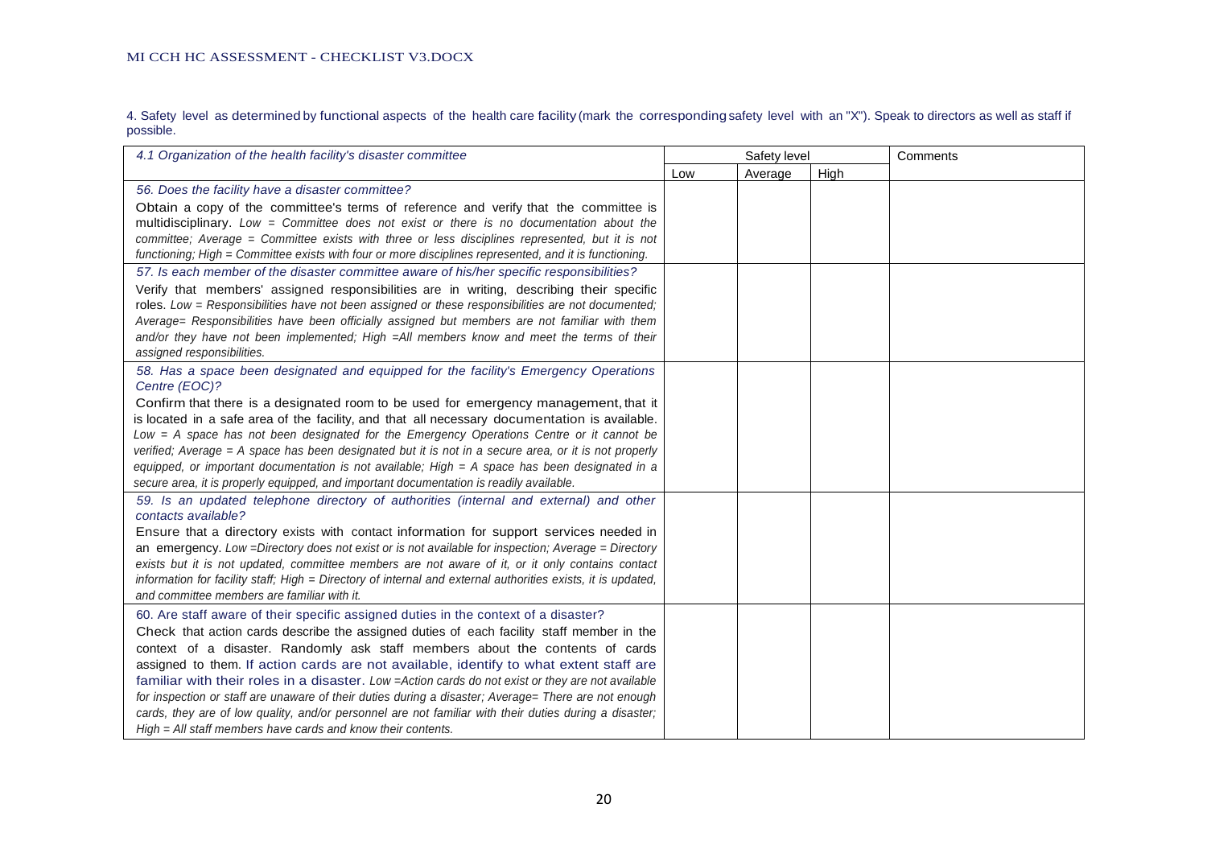4. Safety level as determined by functional aspects of the health care facility (mark the corresponding safety level with an "X"). Speak to directors as well as staff if possible.

| *4.1 Organization of the health facility's disaster committee* | Safety level | | | Comments |
|---|---|---|---|---|
| | Low | Average | High | |
| *56. Does the facility have a disaster committee?* Obtain a copy of the committee's terms of reference and verify that the committee is multidisciplinary. *Low = Committee does not exist or there is no documentation about the committee; Average = Committee exists with three or less disciplines represented, but it is not functioning; High = Committee exists with four or more disciplines represented, and it is functioning.* | | | | |
| *57. Is each member of the disaster committee aware of his/her specific responsibilities?* Verify that members' assigned responsibilities are in writing, describing their specific roles. *Low = Responsibilities have not been assigned or these responsibilities are not documented; Average= Responsibilities have been officially assigned but members are not familiar with them and/or they have not been implemented; High =All members know and meet the terms of their assigned responsibilities.* | | | | |
| *58. Has a space been designated and equipped for the facility's Emergency Operations Centre (EOC)?* Confirm that there is a designated room to be used for emergency management, that it is located in a safe area of the facility, and that all necessary documentation is available. *Low = A space has not been designated for the Emergency Operations Centre or it cannot be verified; Average = A space has been designated but it is not in a secure area, or it is not properly equipped, or important documentation is not available; High = A space has been designated in a secure area, it is properly equipped, and important documentation is readily available.* | | | | |
| *59. Is an updated telephone directory of authorities (internal and external) and other contacts available?* Ensure that a directory exists with contact information for support services needed in an emergency. *Low =Directory does not exist or is not available for inspection; Average = Directory exists but it is not updated, committee members are not aware of it, or it only contains contact information for facility staff; High = Directory of internal and external authorities exists, it is updated, and committee members are familiar with it.* | | | | |
| 60. Are staff aware of their specific assigned duties in the context of a disaster? Check that action cards describe the assigned duties of each facility staff member in the context of a disaster. Randomly ask staff members about the contents of cards assigned to them. If action cards are not available, identify to what extent staff are familiar with their roles in a disaster. *Low =Action cards do not exist or they are not available for inspection or staff are unaware of their duties during a disaster; Average= There are not enough cards, they are of low quality, and/or personnel are not familiar with their duties during a disaster; High = All staff members have cards and know their contents.* | | | | |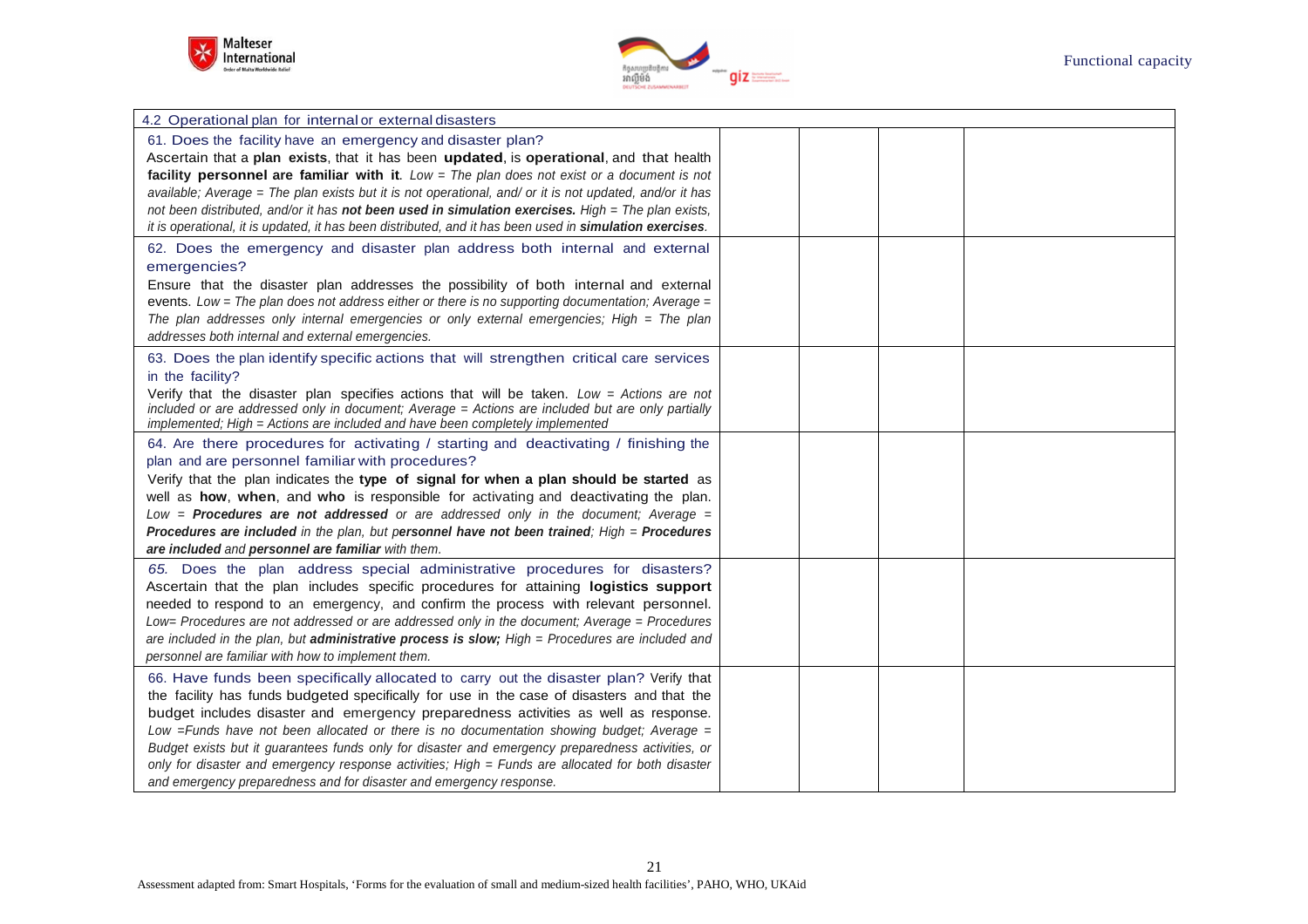| 4.2 Operational plan for internal or external disasters | | | | |
|---|---|---|---|---|
| 61. Does the facility have an emergency and disaster plan?<br>Ascertain that a **plan exists**, that it has been **updated**, is **operational**, and that health **facility personnel are familiar with it**. *Low = The plan does not exist or a document is not available; Average = The plan exists but it is not operational, and/ or it is not updated, and/or it has not been distributed, and/or it has* ***not been used in simulation exercises.*** *High = The plan exists, it is operational, it is updated, it has been distributed, and it has been used in* ***simulation exercises****.* | | | | |
| 62. Does the emergency and disaster plan address both internal and external emergencies?<br>Ensure that the disaster plan addresses the possibility of both internal and external events. *Low = The plan does not address either or there is no supporting documentation; Average = The plan addresses only internal emergencies or only external emergencies; High = The plan addresses both internal and external emergencies.* | | | | |
| 63. Does the plan identify specific actions that will strengthen critical care services in the facility?<br>Verify that the disaster plan specifies actions that will be taken. *Low = Actions are not included or are addressed only in document; Average = Actions are included but are only partially implemented; High = Actions are included and have been completely implemented* | | | | |
| 64. Are there procedures for activating / starting and deactivating / finishing the plan and are personnel familiar with procedures?<br>Verify that the plan indicates the **type of signal for when a plan should be started** as well as **how**, **when**, and **who** is responsible for activating and deactivating the plan. *Low =* ***Procedures are not addressed*** *or are addressed only in the document; Average =* ***Procedures are included*** *in the plan, but p****ersonnel have not been trained****; High =* ***Procedures are included*** *and* ***personnel are familiar*** *with them.* | | | | |
| *65.* Does the plan address special administrative procedures for disasters?<br>Ascertain that the plan includes specific procedures for attaining **logistics support** needed to respond to an emergency, and confirm the process with relevant personnel. *Low= Procedures are not addressed or are addressed only in the document; Average = Procedures are included in the plan, but* ***administrative process is slow;*** *High = Procedures are included and personnel are familiar with how to implement them.* | | | | |
| 66. Have funds been specifically allocated to carry out the disaster plan? Verify that the facility has funds budgeted specifically for use in the case of disasters and that the budget includes disaster and emergency preparedness activities as well as response. *Low =Funds have not been allocated or there is no documentation showing budget; Average = Budget exists but it guarantees funds only for disaster and emergency preparedness activities, or only for disaster and emergency response activities; High = Funds are allocated for both disaster and emergency preparedness and for disaster and emergency response.* | | | | |

Assessment adapted from: Smart Hospitals, 'Forms for the evaluation of small and medium-sized health facilities', PAHO, WHO, UKAid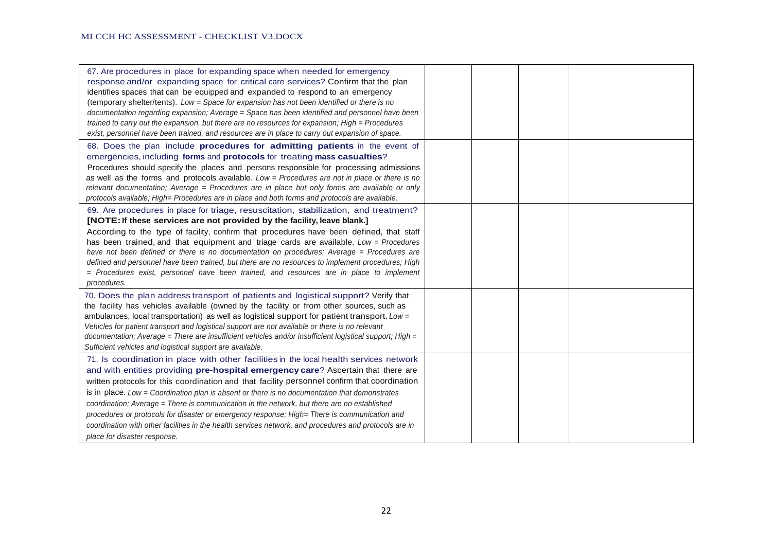| | | | | |
|---|---|---|---|---|
| 67. Are procedures in place for expanding space when needed for emergency response and/or expanding space for critical care services? Confirm that the plan identifies spaces that can be equipped and expanded to respond to an emergency (temporary shelter/tents). *Low = Space for expansion has not been identified or there is no documentation regarding expansion; Average = Space has been identified and personnel have been trained to carry out the expansion, but there are no resources for expansion; High = Procedures exist, personnel have been trained, and resources are in place to carry out expansion of space.* | | | | |
| 68. Does the plan include **procedures for admitting patients** in the event of emergencies, including **forms** and **protocols** for treating **mass casualties**? Procedures should specify the places and persons responsible for processing admissions as well as the forms and protocols available. *Low = Procedures are not in place or there is no relevant documentation; Average = Procedures are in place but only forms are available or only protocols available; High= Procedures are in place and both forms and protocols are available.* | | | | |
| 69. Are procedures in place for triage, resuscitation, stabilization, and treatment? **[NOTE: If these services are not provided by the facility, leave blank.]** According to the type of facility, confirm that procedures have been defined, that staff has been trained, and that equipment and triage cards are available. *Low = Procedures have not been defined or there is no documentation on procedures; Average = Procedures are defined and personnel have been trained, but there are no resources to implement procedures; High = Procedures exist, personnel have been trained, and resources are in place to implement procedures.* | | | | |
| 70. Does the plan address transport of patients and logistical support? Verify that the facility has vehicles available (owned by the facility or from other sources, such as ambulances, local transportation) as well as logistical support for patient transport. *Low = Vehicles for patient transport and logistical support are not available or there is no relevant documentation; Average = There are insufficient vehicles and/or insufficient logistical support; High = Sufficient vehicles and logistical support are available.* | | | | |
| 71. Is coordination in place with other facilities in the local health services network and with entities providing **pre-hospital emergency care**? Ascertain that there are written protocols for this coordination and that facility personnel confirm that coordination is in place. *Low = Coordination plan is absent or there is no documentation that demonstrates coordination; Average = There is communication in the network, but there are no established procedures or protocols for disaster or emergency response; High= There is communication and coordination with other facilities in the health services network, and procedures and protocols are in place for disaster response.* | | | | |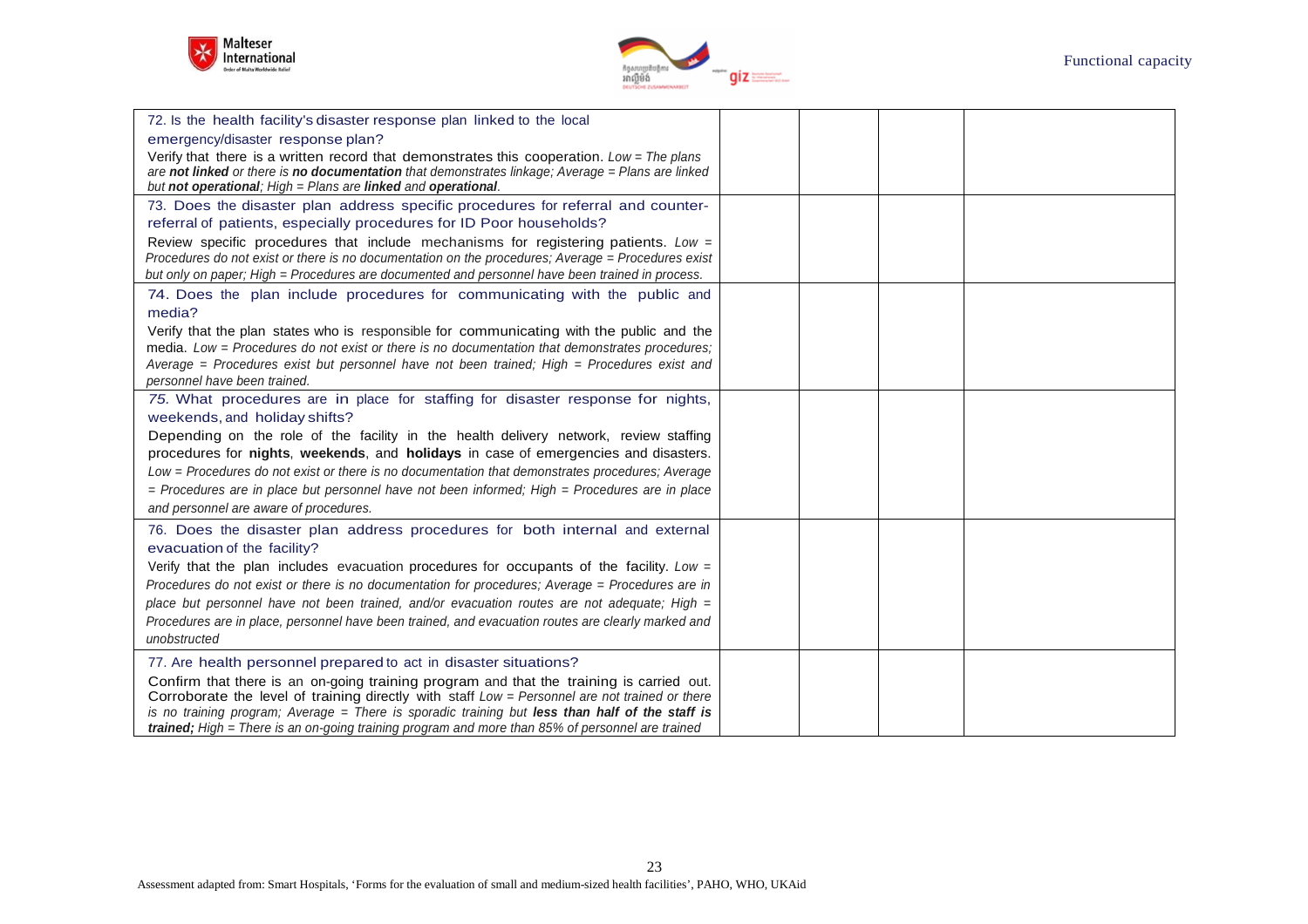| | | | |
|---|---|---|---|
| 72. Is the health facility's disaster response plan linked to the local emergency/disaster response plan?<br>Verify that there is a written record that demonstrates this cooperation. *Low = The plans are* ***not linked*** *or there is* ***no documentation*** *that demonstrates linkage; Average = Plans are linked but* ***not operational****; High = Plans are* ***linked*** *and* ***operational****.* | | | |
| 73. Does the disaster plan address specific procedures for referral and counter-referral of patients, especially procedures for ID Poor households?<br>Review specific procedures that include mechanisms for registering patients. *Low = Procedures do not exist or there is no documentation on the procedures; Average = Procedures exist but only on paper; High = Procedures are documented and personnel have been trained in process.* | | | |
| 74. Does the plan include procedures for communicating with the public and media?<br>Verify that the plan states who is responsible for communicating with the public and the media. *Low = Procedures do not exist or there is no documentation that demonstrates procedures; Average = Procedures exist but personnel have not been trained; High = Procedures exist and personnel have been trained.* | | | |
| 75. What procedures are in place for staffing for disaster response for nights, weekends, and holiday shifts?<br>Depending on the role of the facility in the health delivery network, review staffing procedures for **nights**, **weekends**, and **holidays** in case of emergencies and disasters. *Low = Procedures do not exist or there is no documentation that demonstrates procedures; Average = Procedures are in place but personnel have not been informed; High = Procedures are in place and personnel are aware of procedures.* | | | |
| 76. Does the disaster plan address procedures for both internal and external evacuation of the facility?<br>Verify that the plan includes evacuation procedures for occupants of the facility. *Low = Procedures do not exist or there is no documentation for procedures; Average = Procedures are in place but personnel have not been trained, and/or evacuation routes are not adequate; High = Procedures are in place, personnel have been trained, and evacuation routes are clearly marked and unobstructed* | | | |
| 77. Are health personnel prepared to act in disaster situations?<br>Confirm that there is an on-going training program and that the training is carried out. Corroborate the level of training directly with staff *Low = Personnel are not trained or there is no training program; Average = There is sporadic training but* ***less than half of the staff is trained;*** *High = There is an on-going training program and more than 85% of personnel are trained* | | | |

Assessment adapted from: Smart Hospitals, 'Forms for the evaluation of small and medium-sized health facilities', PAHO, WHO, UKAid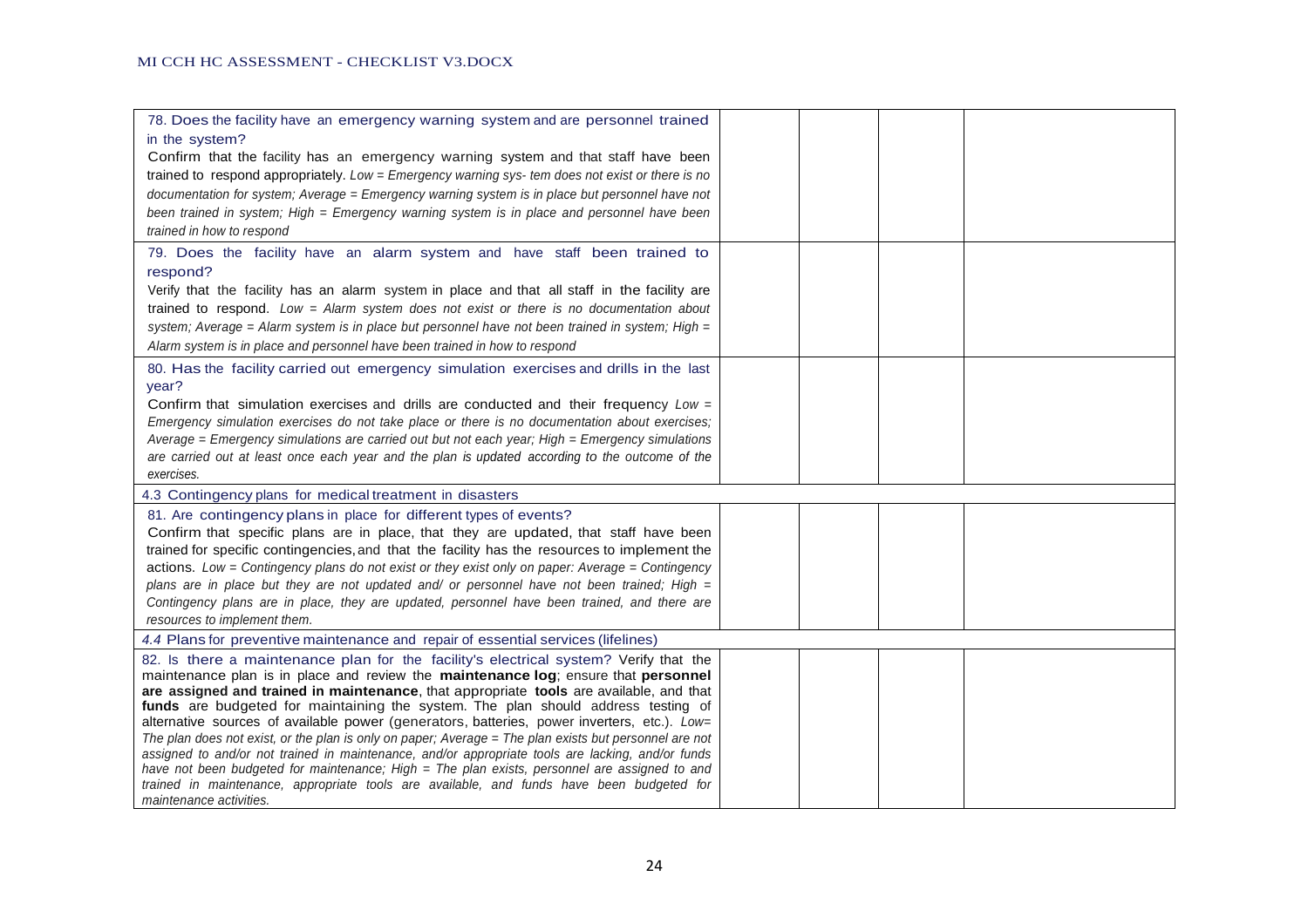| | | | |
|---|---|---|---|
| 78. Does the facility have an emergency warning system and are personnel trained in the system?<br>Confirm that the facility has an emergency warning system and that staff have been trained to respond appropriately. *Low = Emergency warning sys- tem does not exist or there is no documentation for system; Average = Emergency warning system is in place but personnel have not been trained in system; High = Emergency warning system is in place and personnel have been trained in how to respond* | | | |
| 79. Does the facility have an alarm system and have staff been trained to respond?<br>Verify that the facility has an alarm system in place and that all staff in the facility are trained to respond. *Low = Alarm system does not exist or there is no documentation about system; Average = Alarm system is in place but personnel have not been trained in system; High = Alarm system is in place and personnel have been trained in how to respond* | | | |
| 80. Has the facility carried out emergency simulation exercises and drills in the last year?<br>Confirm that simulation exercises and drills are conducted and their frequency *Low = Emergency simulation exercises do not take place or there is no documentation about exercises; Average = Emergency simulations are carried out but not each year; High = Emergency simulations are carried out at least once each year and the plan is updated according to the outcome of the exercises.* | | | |
| 4.3 Contingency plans for medical treatment in disasters | | | |
| 81. Are contingency plans in place for different types of events?<br>Confirm that specific plans are in place, that they are updated, that staff have been trained for specific contingencies, and that the facility has the resources to implement the actions. *Low = Contingency plans do not exist or they exist only on paper: Average = Contingency plans are in place but they are not updated and/ or personnel have not been trained; High = Contingency plans are in place, they are updated, personnel have been trained, and there are resources to implement them.* | | | |
| *4.4* Plans for preventive maintenance and repair of essential services (lifelines) | | | |
| 82. Is there a maintenance plan for the facility's electrical system? Verify that the maintenance plan is in place and review the **maintenance log**; ensure that **personnel are assigned and trained in maintenance**, that appropriate **tools** are available, and that **funds** are budgeted for maintaining the system. The plan should address testing of alternative sources of available power (generators, batteries, power inverters, etc.). *Low= The plan does not exist, or the plan is only on paper; Average = The plan exists but personnel are not assigned to and/or not trained in maintenance, and/or appropriate tools are lacking, and/or funds have not been budgeted for maintenance; High = The plan exists, personnel are assigned to and trained in maintenance, appropriate tools are available, and funds have been budgeted for maintenance activities.* | | | |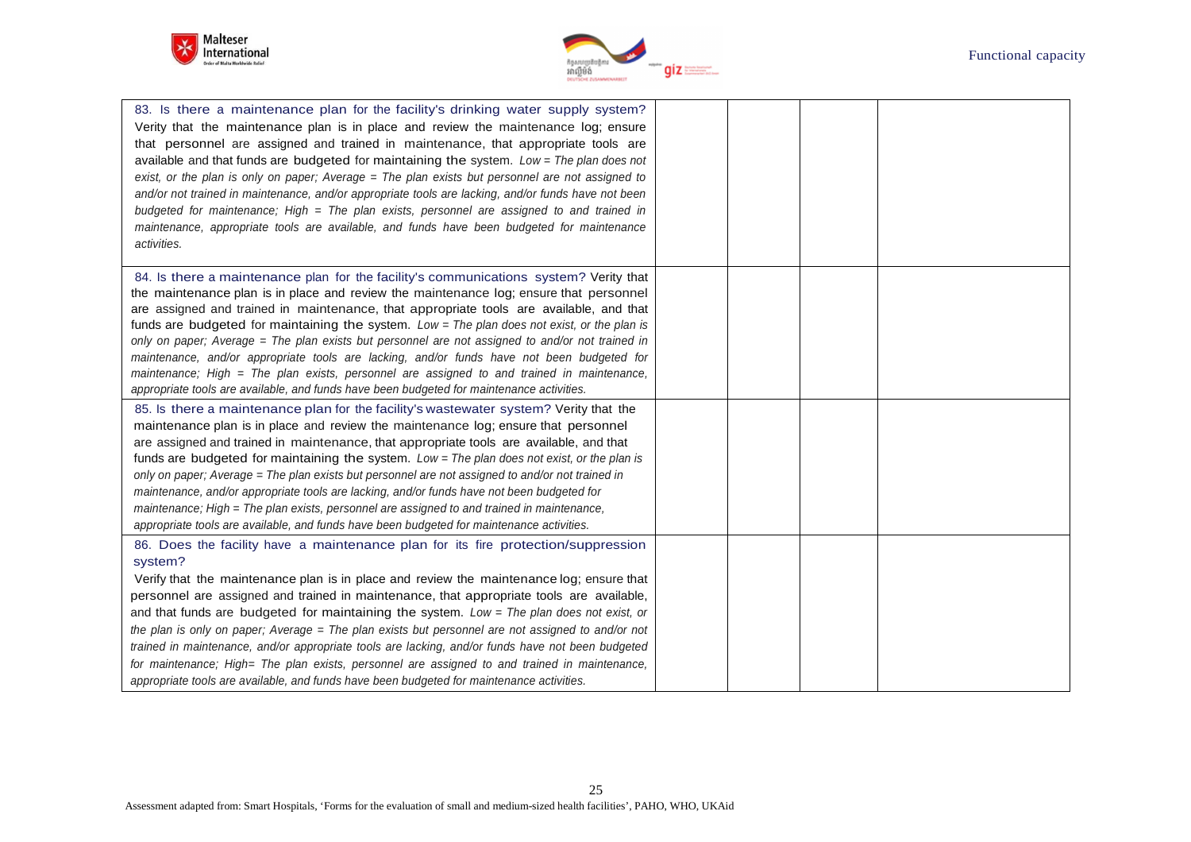| | | | |
|---|---|---|---|
| 83. Is there a maintenance plan for the facility's drinking water supply system? Verity that the maintenance plan is in place and review the maintenance log; ensure that personnel are assigned and trained in maintenance, that appropriate tools are available and that funds are budgeted for maintaining the system. *Low = The plan does not exist, or the plan is only on paper; Average = The plan exists but personnel are not assigned to and/or not trained in maintenance, and/or appropriate tools are lacking, and/or funds have not been budgeted for maintenance; High = The plan exists, personnel are assigned to and trained in maintenance, appropriate tools are available, and funds have been budgeted for maintenance activities.* | | | |
| 84. Is there a maintenance plan for the facility's communications system? Verity that the maintenance plan is in place and review the maintenance log; ensure that personnel are assigned and trained in maintenance, that appropriate tools are available, and that funds are budgeted for maintaining the system. *Low = The plan does not exist, or the plan is only on paper; Average = The plan exists but personnel are not assigned to and/or not trained in maintenance, and/or appropriate tools are lacking, and/or funds have not been budgeted for maintenance; High = The plan exists, personnel are assigned to and trained in maintenance, appropriate tools are available, and funds have been budgeted for maintenance activities.* | | | |
| 85. Is there a maintenance plan for the facility's wastewater system? Verity that the maintenance plan is in place and review the maintenance log; ensure that personnel are assigned and trained in maintenance, that appropriate tools are available, and that funds are budgeted for maintaining the system. *Low = The plan does not exist, or the plan is only on paper; Average = The plan exists but personnel are not assigned to and/or not trained in maintenance, and/or appropriate tools are lacking, and/or funds have not been budgeted for maintenance; High = The plan exists, personnel are assigned to and trained in maintenance, appropriate tools are available, and funds have been budgeted for maintenance activities.* | | | |
| 86. Does the facility have a maintenance plan for its fire protection/suppression system? Verify that the maintenance plan is in place and review the maintenance log; ensure that personnel are assigned and trained in maintenance, that appropriate tools are available, and that funds are budgeted for maintaining the system. *Low = The plan does not exist, or the plan is only on paper; Average = The plan exists but personnel are not assigned to and/or not trained in maintenance, and/or appropriate tools are lacking, and/or funds have not been budgeted for maintenance; High= The plan exists, personnel are assigned to and trained in maintenance, appropriate tools are available, and funds have been budgeted for maintenance activities.* | | | |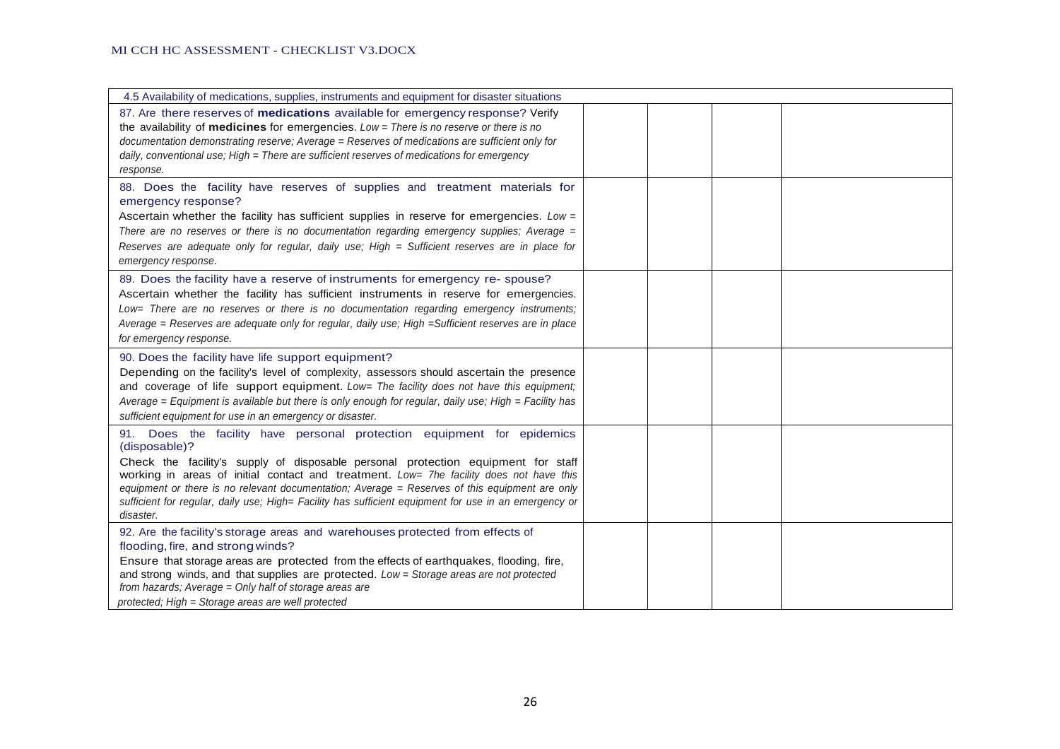| 4.5 Availability of medications, supplies, instruments and equipment for disaster situations | | | | |
|---|---|---|---|---|
| 87. Are there reserves of **medications** available for emergency response? Verify the availability of **medicines** for emergencies. *Low = There is no reserve or there is no documentation demonstrating reserve; Average = Reserves of medications are sufficient only for daily, conventional use; High = There are sufficient reserves of medications for emergency response.* | | | | |
| 88. Does the facility have reserves of supplies and treatment materials for emergency response? Ascertain whether the facility has sufficient supplies in reserve for emergencies. *Low = There are no reserves or there is no documentation regarding emergency supplies; Average = Reserves are adequate only for regular, daily use; High = Sufficient reserves are in place for emergency response.* | | | | |
| 89. Does the facility have a reserve of instruments for emergency re- spouse? Ascertain whether the facility has sufficient instruments in reserve for emergencies. *Low= There are no reserves or there is no documentation regarding emergency instruments; Average = Reserves are adequate only for regular, daily use; High =Sufficient reserves are in place for emergency response.* | | | | |
| 90. Does the facility have life support equipment? Depending on the facility's level of complexity, assessors should ascertain the presence and coverage of life support equipment. *Low= The facility does not have this equipment; Average = Equipment is available but there is only enough for regular, daily use; High = Facility has sufficient equipment for use in an emergency or disaster.* | | | | |
| 91. Does the facility have personal protection equipment for epidemics (disposable)? Check the facility's supply of disposable personal protection equipment for staff working in areas of initial contact and treatment. *Low= 7he facility does not have this equipment or there is no relevant documentation; Average = Reserves of this equipment are only sufficient for regular, daily use; High= Facility has sufficient equipment for use in an emergency or disaster.* | | | | |
| 92. Are the facility's storage areas and warehouses protected from effects of flooding, fire, and strong winds? Ensure that storage areas are protected from the effects of earthquakes, flooding, fire, and strong winds, and that supplies are protected. *Low = Storage areas are not protected from hazards; Average = Only half of storage areas are protected; High = Storage areas are well protected* | | | | |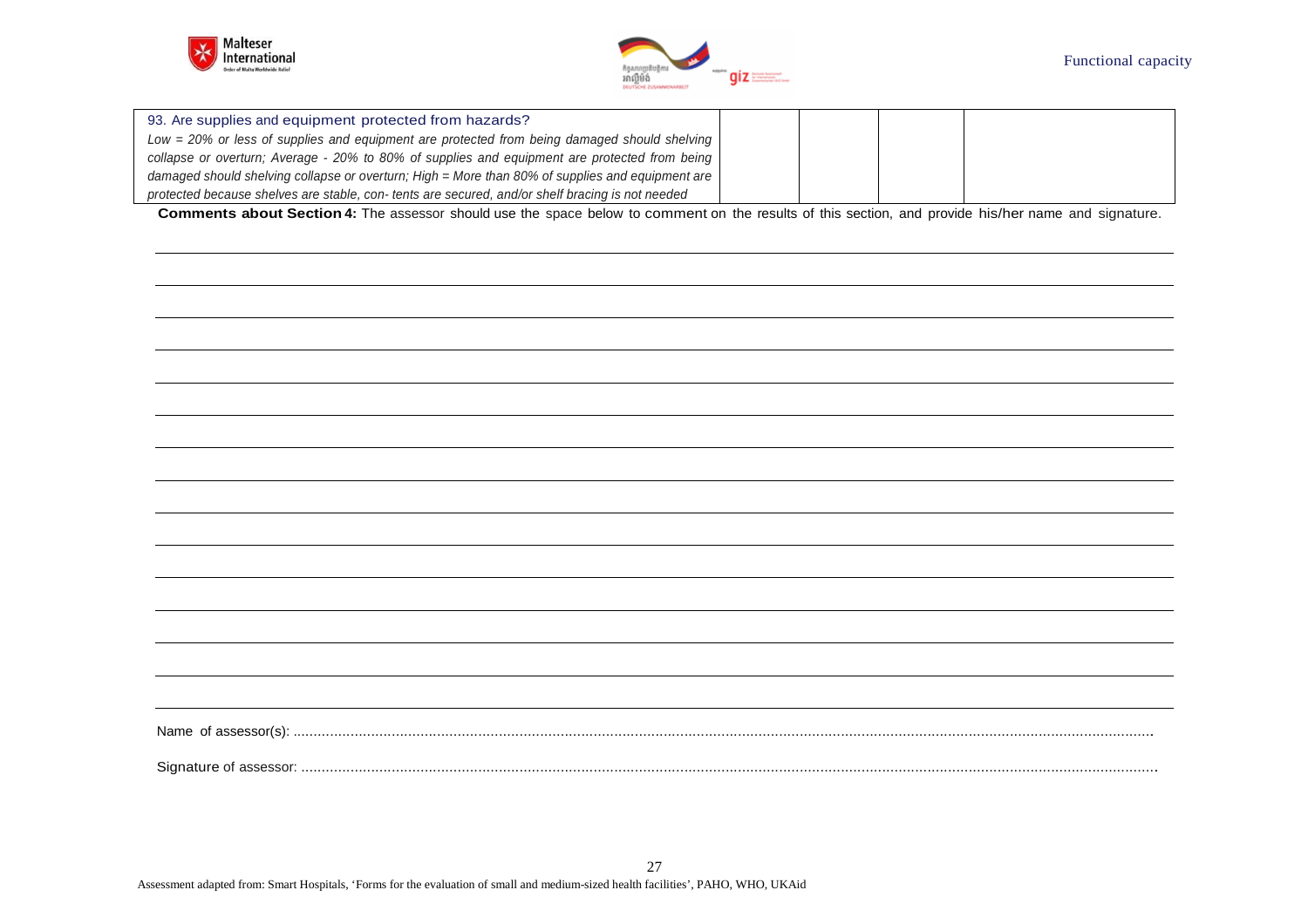| 93. Are supplies and equipment protected from hazards? *Low = 20% or less of supplies and equipment are protected from being damaged should shelving collapse or overturn; Average - 20% to 80% of supplies and equipment are protected from being damaged should shelving collapse or overturn; High = More than 80% of supplies and equipment are protected because shelves are stable, con- tents are secured, and/or shelf bracing is not needed* | | | | |
|---|---|---|---|---|

**Comments about Section 4:** The assessor should use the space below to comment on the results of this section, and provide his/her name and signature.

Name of assessor(s): ..........................................................................................................................................................................................

Signature of assessor: ..........................................................................................................................................................................................

Assessment adapted from: Smart Hospitals, 'Forms for the evaluation of small and medium-sized health facilities', PAHO, WHO, UKAid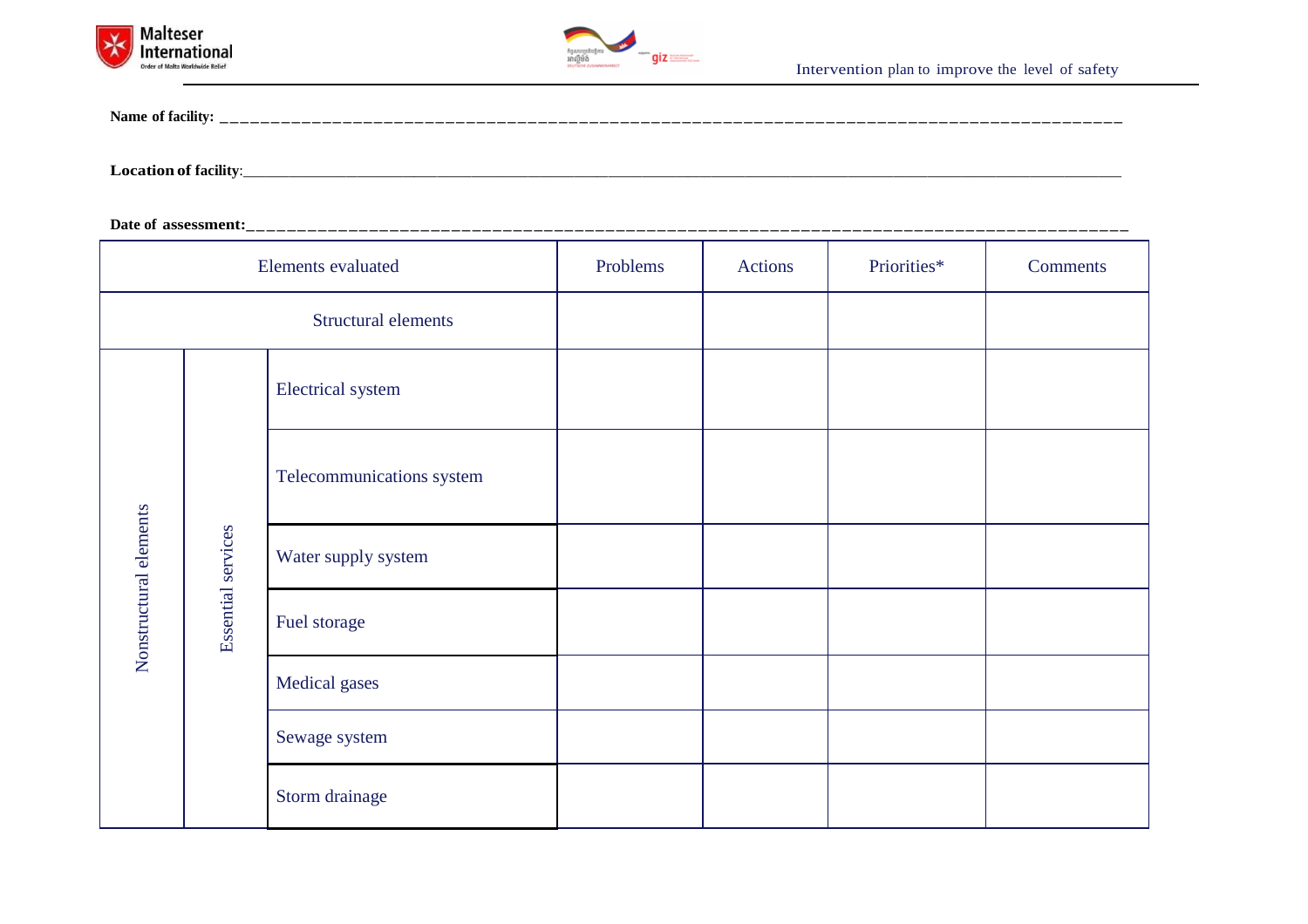Name of facility: ______________________________________________________________________________________________

Location of facility:______________________________________________________________________________________________

Date of assessment:______________________________________________________________________________________________

| Elements evaluated | | | Problems | Actions | Priorities* | Comments |
|---|---|---|---|---|---|---|
| Structural elements | | | | | | |
| Nonstructural elements | Essential services | Electrical system | | | | |
| | | Telecommunications system | | | | |
| | | Water supply system | | | | |
| | | Fuel storage | | | | |
| | | Medical gases | | | | |
| | | Sewage system | | | | |
| | | Storm drainage | | | | |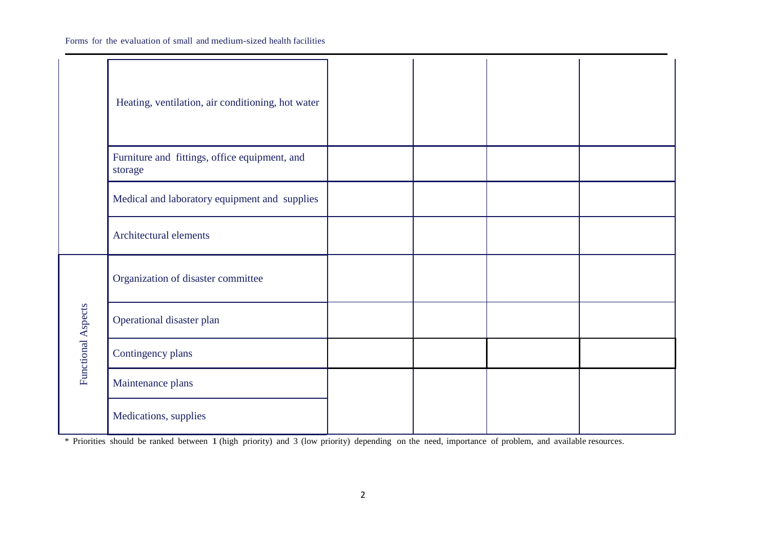| | | | | | |
|---|---|---|---|---|---|
| | Heating, ventilation, air conditioning, hot water | | | | |
| | Furniture and fittings, office equipment, and storage | | | | |
| | Medical and laboratory equipment and supplies | | | | |
| | Architectural elements | | | | |
| Functional Aspects | Organization of disaster committee | | | | |
| | Operational disaster plan | | | | |
| | Contingency plans | | | | |
| | Maintenance plans | | | | |
| | Medications, supplies | | | | |

* Priorities should be ranked between 1 (high priority) and 3 (low priority) depending on the need, importance of problem, and available resources.